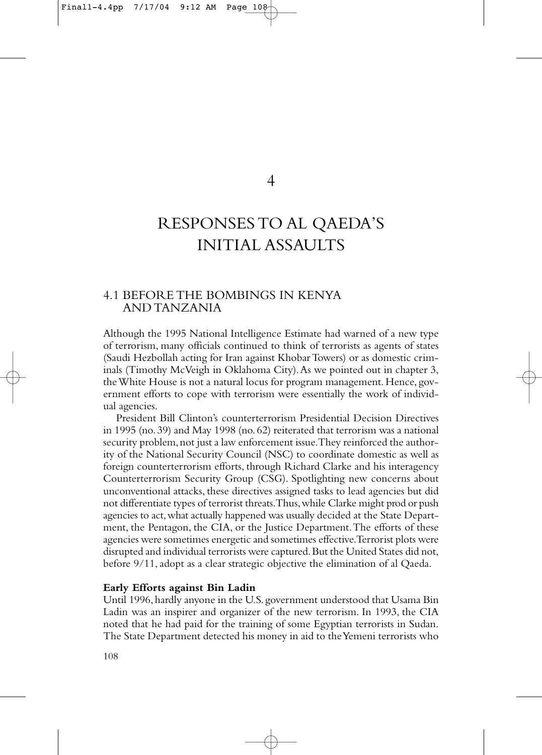# 4

# RESPONSES TO AL QAEDA'S INITIAL ASSAULTS

## 4.1 BEFORE THE BOMBINGS IN KENYA AND TANZANIA

Although the 1995 National Intelligence Estimate had warned of a new type of terrorism, many officials continued to think of terrorists as agents of states (Saudi Hezbollah acting for Iran against Khobar Towers) or as domestic criminals (Timothy McVeigh in Oklahoma City). As we pointed out in chapter 3, the White House is not a natural locus for program management. Hence, government efforts to cope with terrorism were essentially the work of individual agencies.

President Bill Clinton's counterterrorism Presidential Decision Directives in 1995 (no. 39) and May 1998 (no. 62) reiterated that terrorism was a national security problem, not just a law enforcement issue. They reinforced the authority of the National Security Council (NSC) to coordinate domestic as well as foreign counterterrorism efforts, through Richard Clarke and his interagency Counterterrorism Security Group (CSG). Spotlighting new concerns about unconventional attacks, these directives assigned tasks to lead agencies but did not differentiate types of terrorist threats. Thus, while Clarke might prod or push agencies to act, what actually happened was usually decided at the State Department, the Pentagon, the CIA, or the Justice Department. The efforts of these agencies were sometimes energetic and sometimes effective. Terrorist plots were disrupted and individual terrorists were captured. But the United States did not, before 9/11, adopt as a clear strategic objective the elimination of al Qaeda.

### Early Efforts against Bin Ladin

Until 1996, hardly anyone in the U.S. government understood that Usama Bin Ladin was an inspirer and organizer of the new terrorism. In 1993, the CIA noted that he had paid for the training of some Egyptian terrorists in Sudan. The State Department detected his money in aid to the Yemeni terrorists who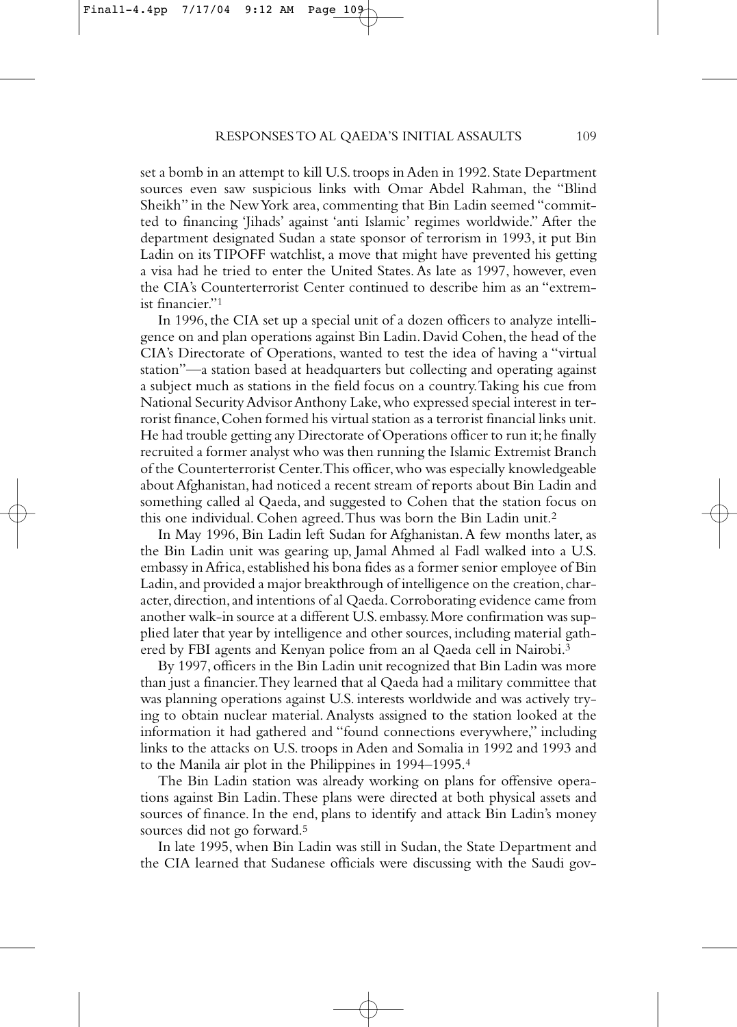set a bomb in an attempt to kill U.S. troops in Aden in 1992. State Department sources even saw suspicious links with Omar Abdel Rahman, the "Blind Sheikh" in the New York area, commenting that Bin Ladin seemed "committed to financing 'Jihads' against 'anti Islamic' regimes worldwide." After the department designated Sudan a state sponsor of terrorism in 1993, it put Bin Ladin on its TIPOFF watchlist, a move that might have prevented his getting a visa had he tried to enter the United States. As late as 1997, however, even the CIA's Counterterrorist Center continued to describe him as an "extremist financier."[1]

In 1996, the CIA set up a special unit of a dozen officers to analyze intelligence on and plan operations against Bin Ladin. David Cohen, the head of the CIA's Directorate of Operations, wanted to test the idea of having a "virtual station"—a station based at headquarters but collecting and operating against a subject much as stations in the field focus on a country. Taking his cue from National Security Advisor Anthony Lake, who expressed special interest in terrorist finance, Cohen formed his virtual station as a terrorist financial links unit. He had trouble getting any Directorate of Operations officer to run it; he finally recruited a former analyst who was then running the Islamic Extremist Branch of the Counterterrorist Center. This officer, who was especially knowledgeable about Afghanistan, had noticed a recent stream of reports about Bin Ladin and something called al Qaeda, and suggested to Cohen that the station focus on this one individual. Cohen agreed. Thus was born the Bin Ladin unit.[2]

In May 1996, Bin Ladin left Sudan for Afghanistan. A few months later, as the Bin Ladin unit was gearing up, Jamal Ahmed al Fadl walked into a U.S. embassy in Africa, established his bona fides as a former senior employee of Bin Ladin, and provided a major breakthrough of intelligence on the creation, character, direction, and intentions of al Qaeda. Corroborating evidence came from another walk-in source at a different U.S. embassy. More confirmation was supplied later that year by intelligence and other sources, including material gathered by FBI agents and Kenyan police from an al Qaeda cell in Nairobi.[3]

By 1997, officers in the Bin Ladin unit recognized that Bin Ladin was more than just a financier. They learned that al Qaeda had a military committee that was planning operations against U.S. interests worldwide and was actively trying to obtain nuclear material. Analysts assigned to the station looked at the information it had gathered and "found connections everywhere," including links to the attacks on U.S. troops in Aden and Somalia in 1992 and 1993 and to the Manila air plot in the Philippines in 1994–1995.[4]

The Bin Ladin station was already working on plans for offensive operations against Bin Ladin. These plans were directed at both physical assets and sources of finance. In the end, plans to identify and attack Bin Ladin's money sources did not go forward.[5]

In late 1995, when Bin Ladin was still in Sudan, the State Department and the CIA learned that Sudanese officials were discussing with the Saudi gov-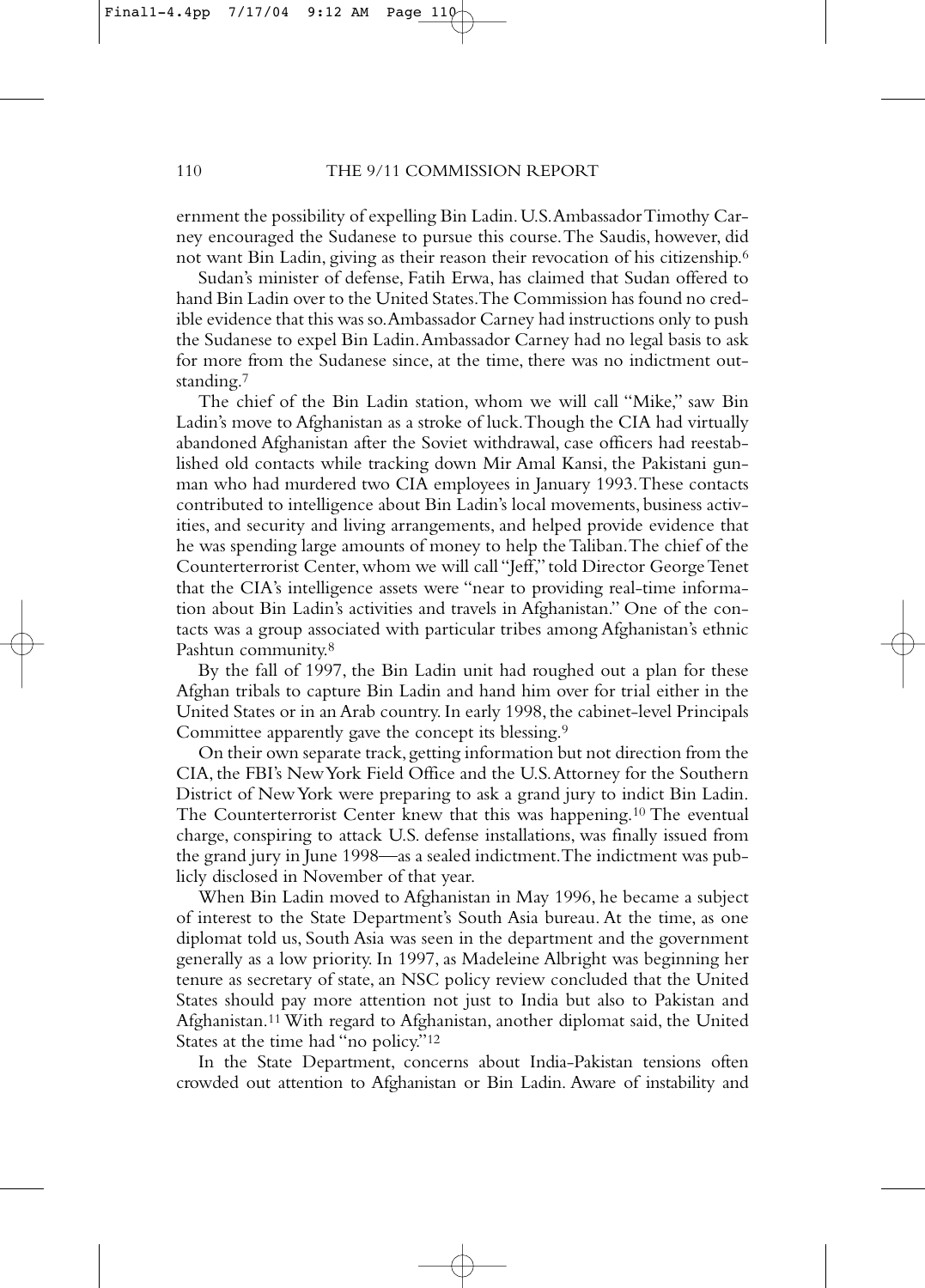ernment the possibility of expelling Bin Ladin. U.S. Ambassador Timothy Carney encouraged the Sudanese to pursue this course. The Saudis, however, did not want Bin Ladin, giving as their reason their revocation of his citizenship.[6]

Sudan's minister of defense, Fatih Erwa, has claimed that Sudan offered to hand Bin Ladin over to the United States. The Commission has found no credible evidence that this was so. Ambassador Carney had instructions only to push the Sudanese to expel Bin Ladin. Ambassador Carney had no legal basis to ask for more from the Sudanese since, at the time, there was no indictment outstanding.[7]

The chief of the Bin Ladin station, whom we will call "Mike," saw Bin Ladin's move to Afghanistan as a stroke of luck. Though the CIA had virtually abandoned Afghanistan after the Soviet withdrawal, case officers had reestablished old contacts while tracking down Mir Amal Kansi, the Pakistani gunman who had murdered two CIA employees in January 1993. These contacts contributed to intelligence about Bin Ladin's local movements, business activities, and security and living arrangements, and helped provide evidence that he was spending large amounts of money to help the Taliban. The chief of the Counterterrorist Center, whom we will call "Jeff," told Director George Tenet that the CIA's intelligence assets were "near to providing real-time information about Bin Ladin's activities and travels in Afghanistan." One of the contacts was a group associated with particular tribes among Afghanistan's ethnic Pashtun community.[8]

By the fall of 1997, the Bin Ladin unit had roughed out a plan for these Afghan tribals to capture Bin Ladin and hand him over for trial either in the United States or in an Arab country. In early 1998, the cabinet-level Principals Committee apparently gave the concept its blessing.[9]

On their own separate track, getting information but not direction from the CIA, the FBI's New York Field Office and the U.S. Attorney for the Southern District of New York were preparing to ask a grand jury to indict Bin Ladin. The Counterterrorist Center knew that this was happening.[10] The eventual charge, conspiring to attack U.S. defense installations, was finally issued from the grand jury in June 1998—as a sealed indictment. The indictment was publicly disclosed in November of that year.

When Bin Ladin moved to Afghanistan in May 1996, he became a subject of interest to the State Department's South Asia bureau. At the time, as one diplomat told us, South Asia was seen in the department and the government generally as a low priority. In 1997, as Madeleine Albright was beginning her tenure as secretary of state, an NSC policy review concluded that the United States should pay more attention not just to India but also to Pakistan and Afghanistan.[11] With regard to Afghanistan, another diplomat said, the United States at the time had "no policy."[12]

In the State Department, concerns about India-Pakistan tensions often crowded out attention to Afghanistan or Bin Ladin. Aware of instability and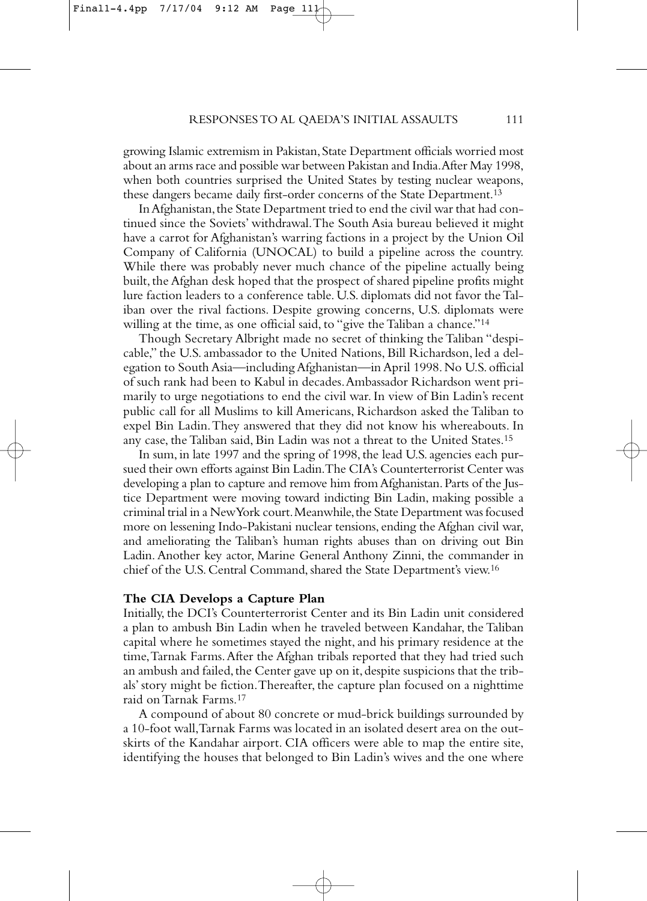growing Islamic extremism in Pakistan, State Department officials worried most about an arms race and possible war between Pakistan and India. After May 1998, when both countries surprised the United States by testing nuclear weapons, these dangers became daily first-order concerns of the State Department.[13]

In Afghanistan, the State Department tried to end the civil war that had continued since the Soviets' withdrawal. The South Asia bureau believed it might have a carrot for Afghanistan's warring factions in a project by the Union Oil Company of California (UNOCAL) to build a pipeline across the country. While there was probably never much chance of the pipeline actually being built, the Afghan desk hoped that the prospect of shared pipeline profits might lure faction leaders to a conference table. U.S. diplomats did not favor the Taliban over the rival factions. Despite growing concerns, U.S. diplomats were willing at the time, as one official said, to "give the Taliban a chance."[14]

Though Secretary Albright made no secret of thinking the Taliban "despicable," the U.S. ambassador to the United Nations, Bill Richardson, led a delegation to South Asia—including Afghanistan—in April 1998. No U.S. official of such rank had been to Kabul in decades. Ambassador Richardson went primarily to urge negotiations to end the civil war. In view of Bin Ladin's recent public call for all Muslims to kill Americans, Richardson asked the Taliban to expel Bin Ladin. They answered that they did not know his whereabouts. In any case, the Taliban said, Bin Ladin was not a threat to the United States.[15]

In sum, in late 1997 and the spring of 1998, the lead U.S. agencies each pursued their own efforts against Bin Ladin. The CIA's Counterterrorist Center was developing a plan to capture and remove him from Afghanistan. Parts of the Justice Department were moving toward indicting Bin Ladin, making possible a criminal trial in a New York court. Meanwhile, the State Department was focused more on lessening Indo-Pakistani nuclear tensions, ending the Afghan civil war, and ameliorating the Taliban's human rights abuses than on driving out Bin Ladin. Another key actor, Marine General Anthony Zinni, the commander in chief of the U.S. Central Command, shared the State Department's view.[16]

**The CIA Develops a Capture Plan**

Initially, the DCI's Counterterrorist Center and its Bin Ladin unit considered a plan to ambush Bin Ladin when he traveled between Kandahar, the Taliban capital where he sometimes stayed the night, and his primary residence at the time, Tarnak Farms. After the Afghan tribals reported that they had tried such an ambush and failed, the Center gave up on it, despite suspicions that the tribals' story might be fiction. Thereafter, the capture plan focused on a nighttime raid on Tarnak Farms.[17]

A compound of about 80 concrete or mud-brick buildings surrounded by a 10-foot wall, Tarnak Farms was located in an isolated desert area on the outskirts of the Kandahar airport. CIA officers were able to map the entire site, identifying the houses that belonged to Bin Ladin's wives and the one where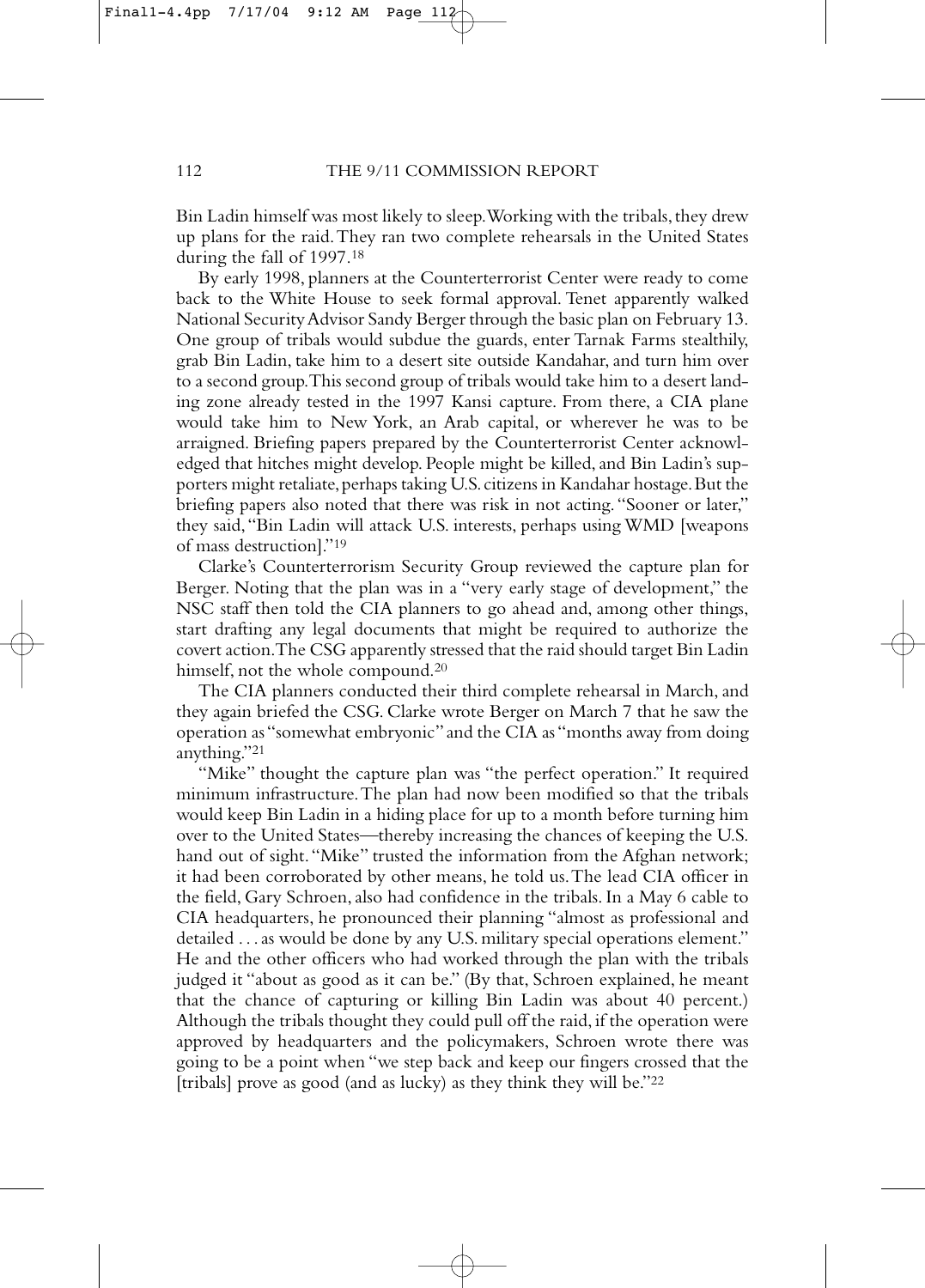Bin Ladin himself was most likely to sleep. Working with the tribals, they drew up plans for the raid. They ran two complete rehearsals in the United States during the fall of 1997.[18]

By early 1998, planners at the Counterterrorist Center were ready to come back to the White House to seek formal approval. Tenet apparently walked National Security Advisor Sandy Berger through the basic plan on February 13. One group of tribals would subdue the guards, enter Tarnak Farms stealthily, grab Bin Ladin, take him to a desert site outside Kandahar, and turn him over to a second group. This second group of tribals would take him to a desert landing zone already tested in the 1997 Kansi capture. From there, a CIA plane would take him to New York, an Arab capital, or wherever he was to be arraigned. Briefing papers prepared by the Counterterrorist Center acknowledged that hitches might develop. People might be killed, and Bin Ladin's supporters might retaliate, perhaps taking U.S. citizens in Kandahar hostage. But the briefing papers also noted that there was risk in not acting. "Sooner or later," they said, "Bin Ladin will attack U.S. interests, perhaps using WMD [weapons of mass destruction]."[19]

Clarke's Counterterrorism Security Group reviewed the capture plan for Berger. Noting that the plan was in a "very early stage of development," the NSC staff then told the CIA planners to go ahead and, among other things, start drafting any legal documents that might be required to authorize the covert action. The CSG apparently stressed that the raid should target Bin Ladin himself, not the whole compound.[20]

The CIA planners conducted their third complete rehearsal in March, and they again briefed the CSG. Clarke wrote Berger on March 7 that he saw the operation as "somewhat embryonic" and the CIA as "months away from doing anything."[21]

"Mike" thought the capture plan was "the perfect operation." It required minimum infrastructure. The plan had now been modified so that the tribals would keep Bin Ladin in a hiding place for up to a month before turning him over to the United States—thereby increasing the chances of keeping the U.S. hand out of sight. "Mike" trusted the information from the Afghan network; it had been corroborated by other means, he told us. The lead CIA officer in the field, Gary Schroen, also had confidence in the tribals. In a May 6 cable to CIA headquarters, he pronounced their planning "almost as professional and detailed . . . as would be done by any U.S. military special operations element." He and the other officers who had worked through the plan with the tribals judged it "about as good as it can be." (By that, Schroen explained, he meant that the chance of capturing or killing Bin Ladin was about 40 percent.) Although the tribals thought they could pull off the raid, if the operation were approved by headquarters and the policymakers, Schroen wrote there was going to be a point when "we step back and keep our fingers crossed that the [tribals] prove as good (and as lucky) as they think they will be."[22]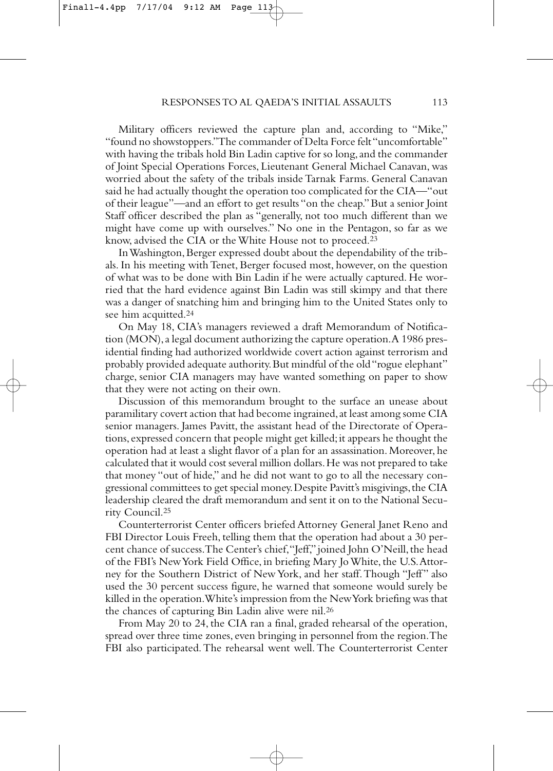Military officers reviewed the capture plan and, according to "Mike," "found no showstoppers." The commander of Delta Force felt "uncomfortable" with having the tribals hold Bin Ladin captive for so long, and the commander of Joint Special Operations Forces, Lieutenant General Michael Canavan, was worried about the safety of the tribals inside Tarnak Farms. General Canavan said he had actually thought the operation too complicated for the CIA—"out of their league"—and an effort to get results "on the cheap." But a senior Joint Staff officer described the plan as "generally, not too much different than we might have come up with ourselves." No one in the Pentagon, so far as we know, advised the CIA or the White House not to proceed.[23]

In Washington, Berger expressed doubt about the dependability of the tribals. In his meeting with Tenet, Berger focused most, however, on the question of what was to be done with Bin Ladin if he were actually captured. He worried that the hard evidence against Bin Ladin was still skimpy and that there was a danger of snatching him and bringing him to the United States only to see him acquitted.[24]

On May 18, CIA's managers reviewed a draft Memorandum of Notification (MON), a legal document authorizing the capture operation. A 1986 presidential finding had authorized worldwide covert action against terrorism and probably provided adequate authority. But mindful of the old "rogue elephant" charge, senior CIA managers may have wanted something on paper to show that they were not acting on their own.

Discussion of this memorandum brought to the surface an unease about paramilitary covert action that had become ingrained, at least among some CIA senior managers. James Pavitt, the assistant head of the Directorate of Operations, expressed concern that people might get killed; it appears he thought the operation had at least a slight flavor of a plan for an assassination. Moreover, he calculated that it would cost several million dollars. He was not prepared to take that money "out of hide," and he did not want to go to all the necessary congressional committees to get special money. Despite Pavitt's misgivings, the CIA leadership cleared the draft memorandum and sent it on to the National Security Council.[25]

Counterterrorist Center officers briefed Attorney General Janet Reno and FBI Director Louis Freeh, telling them that the operation had about a 30 percent chance of success. The Center's chief, "Jeff," joined John O'Neill, the head of the FBI's New York Field Office, in briefing Mary Jo White, the U.S. Attorney for the Southern District of New York, and her staff. Though "Jeff" also used the 30 percent success figure, he warned that someone would surely be killed in the operation. White's impression from the New York briefing was that the chances of capturing Bin Ladin alive were nil.[26]

From May 20 to 24, the CIA ran a final, graded rehearsal of the operation, spread over three time zones, even bringing in personnel from the region. The FBI also participated. The rehearsal went well. The Counterterrorist Center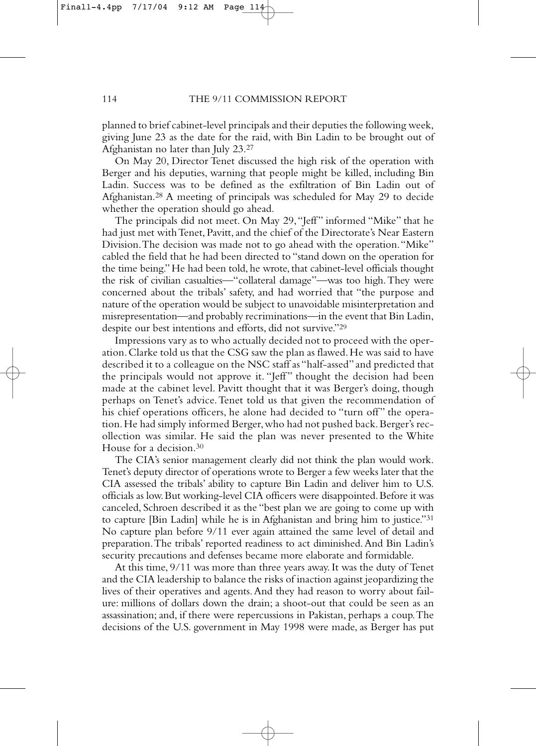planned to brief cabinet-level principals and their deputies the following week, giving June 23 as the date for the raid, with Bin Ladin to be brought out of Afghanistan no later than July 23.[27]

On May 20, Director Tenet discussed the high risk of the operation with Berger and his deputies, warning that people might be killed, including Bin Ladin. Success was to be defined as the exfiltration of Bin Ladin out of Afghanistan.[28] A meeting of principals was scheduled for May 29 to decide whether the operation should go ahead.

The principals did not meet. On May 29, "Jeff" informed "Mike" that he had just met with Tenet, Pavitt, and the chief of the Directorate's Near Eastern Division. The decision was made not to go ahead with the operation. "Mike" cabled the field that he had been directed to "stand down on the operation for the time being." He had been told, he wrote, that cabinet-level officials thought the risk of civilian casualties—"collateral damage"—was too high. They were concerned about the tribals' safety, and had worried that "the purpose and nature of the operation would be subject to unavoidable misinterpretation and misrepresentation—and probably recriminations—in the event that Bin Ladin, despite our best intentions and efforts, did not survive."[29]

Impressions vary as to who actually decided not to proceed with the operation. Clarke told us that the CSG saw the plan as flawed. He was said to have described it to a colleague on the NSC staff as "half-assed" and predicted that the principals would not approve it. "Jeff" thought the decision had been made at the cabinet level. Pavitt thought that it was Berger's doing, though perhaps on Tenet's advice. Tenet told us that given the recommendation of his chief operations officers, he alone had decided to "turn off" the operation. He had simply informed Berger, who had not pushed back. Berger's recollection was similar. He said the plan was never presented to the White House for a decision.[30]

The CIA's senior management clearly did not think the plan would work. Tenet's deputy director of operations wrote to Berger a few weeks later that the CIA assessed the tribals' ability to capture Bin Ladin and deliver him to U.S. officials as low. But working-level CIA officers were disappointed. Before it was canceled, Schroen described it as the "best plan we are going to come up with to capture [Bin Ladin] while he is in Afghanistan and bring him to justice."[31] No capture plan before 9/11 ever again attained the same level of detail and preparation. The tribals' reported readiness to act diminished. And Bin Ladin's security precautions and defenses became more elaborate and formidable.

At this time, 9/11 was more than three years away. It was the duty of Tenet and the CIA leadership to balance the risks of inaction against jeopardizing the lives of their operatives and agents. And they had reason to worry about failure: millions of dollars down the drain; a shoot-out that could be seen as an assassination; and, if there were repercussions in Pakistan, perhaps a coup. The decisions of the U.S. government in May 1998 were made, as Berger has put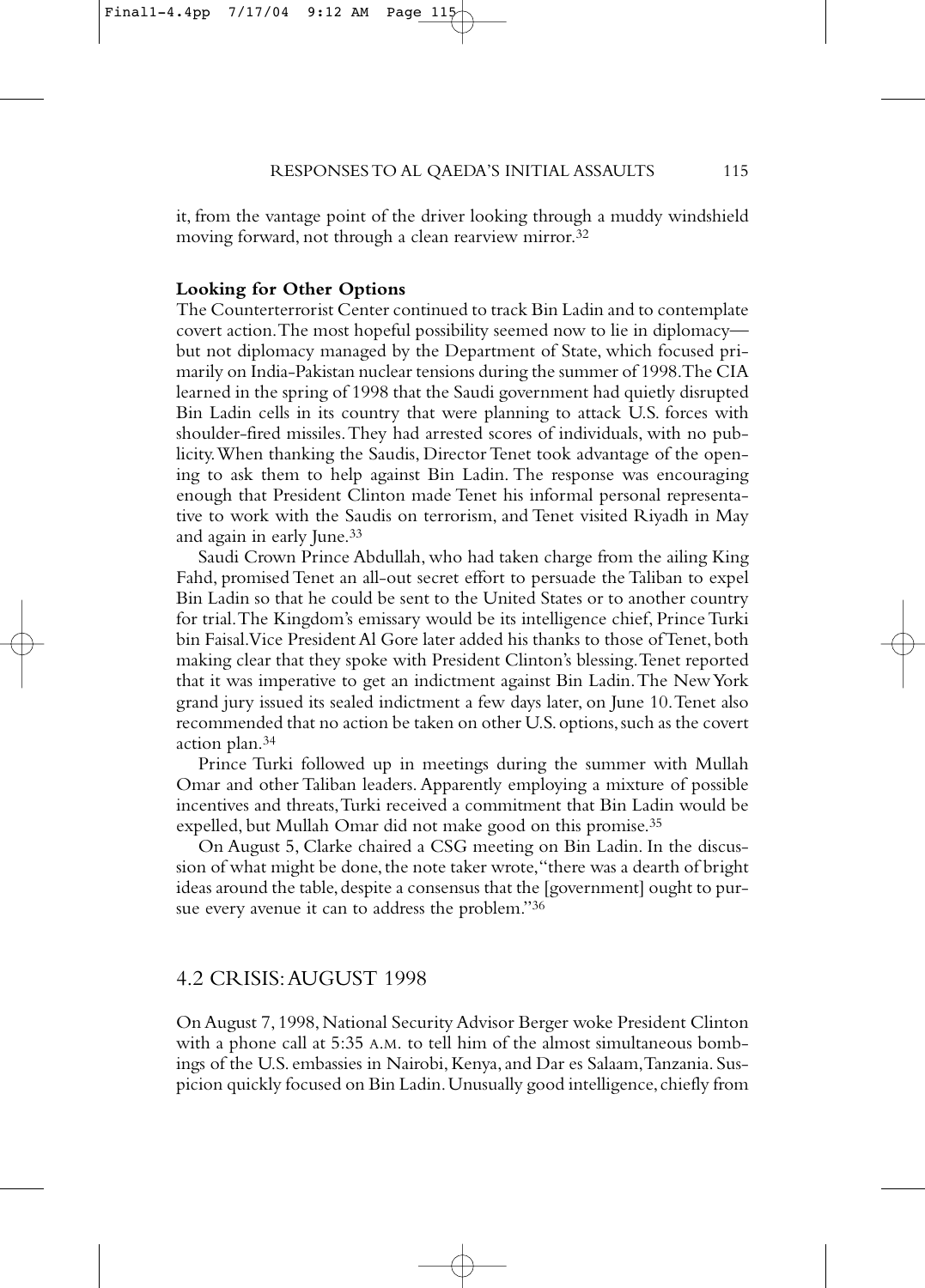it, from the vantage point of the driver looking through a muddy windshield moving forward, not through a clean rearview mirror.[32]

**Looking for Other Options**

The Counterterrorist Center continued to track Bin Ladin and to contemplate covert action. The most hopeful possibility seemed now to lie in diplomacy—but not diplomacy managed by the Department of State, which focused primarily on India-Pakistan nuclear tensions during the summer of 1998. The CIA learned in the spring of 1998 that the Saudi government had quietly disrupted Bin Ladin cells in its country that were planning to attack U.S. forces with shoulder-fired missiles. They had arrested scores of individuals, with no publicity. When thanking the Saudis, Director Tenet took advantage of the opening to ask them to help against Bin Ladin. The response was encouraging enough that President Clinton made Tenet his informal personal representative to work with the Saudis on terrorism, and Tenet visited Riyadh in May and again in early June.[33]

Saudi Crown Prince Abdullah, who had taken charge from the ailing King Fahd, promised Tenet an all-out secret effort to persuade the Taliban to expel Bin Ladin so that he could be sent to the United States or to another country for trial. The Kingdom's emissary would be its intelligence chief, Prince Turki bin Faisal. Vice President Al Gore later added his thanks to those of Tenet, both making clear that they spoke with President Clinton's blessing. Tenet reported that it was imperative to get an indictment against Bin Ladin. The New York grand jury issued its sealed indictment a few days later, on June 10. Tenet also recommended that no action be taken on other U.S. options, such as the covert action plan.[34]

Prince Turki followed up in meetings during the summer with Mullah Omar and other Taliban leaders. Apparently employing a mixture of possible incentives and threats, Turki received a commitment that Bin Ladin would be expelled, but Mullah Omar did not make good on this promise.[35]

On August 5, Clarke chaired a CSG meeting on Bin Ladin. In the discussion of what might be done, the note taker wrote, "there was a dearth of bright ideas around the table, despite a consensus that the [government] ought to pursue every avenue it can to address the problem."[36]

## 4.2 CRISIS: AUGUST 1998

On August 7, 1998, National Security Advisor Berger woke President Clinton with a phone call at 5:35 A.M. to tell him of the almost simultaneous bombings of the U.S. embassies in Nairobi, Kenya, and Dar es Salaam, Tanzania. Suspicion quickly focused on Bin Ladin. Unusually good intelligence, chiefly from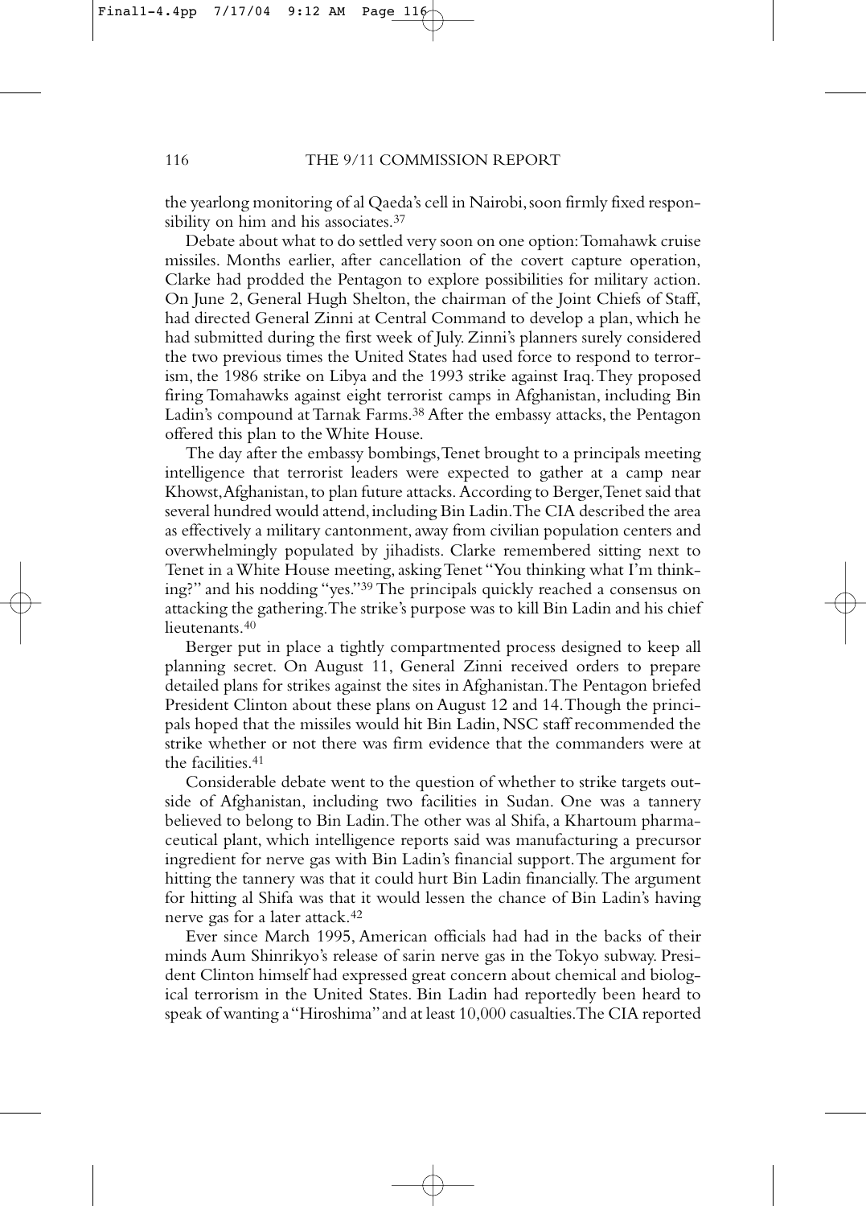the yearlong monitoring of al Qaeda's cell in Nairobi, soon firmly fixed responsibility on him and his associates.[37]

Debate about what to do settled very soon on one option: Tomahawk cruise missiles. Months earlier, after cancellation of the covert capture operation, Clarke had prodded the Pentagon to explore possibilities for military action. On June 2, General Hugh Shelton, the chairman of the Joint Chiefs of Staff, had directed General Zinni at Central Command to develop a plan, which he had submitted during the first week of July. Zinni's planners surely considered the two previous times the United States had used force to respond to terrorism, the 1986 strike on Libya and the 1993 strike against Iraq. They proposed firing Tomahawks against eight terrorist camps in Afghanistan, including Bin Ladin's compound at Tarnak Farms.[38] After the embassy attacks, the Pentagon offered this plan to the White House.

The day after the embassy bombings, Tenet brought to a principals meeting intelligence that terrorist leaders were expected to gather at a camp near Khowst, Afghanistan, to plan future attacks. According to Berger, Tenet said that several hundred would attend, including Bin Ladin. The CIA described the area as effectively a military cantonment, away from civilian population centers and overwhelmingly populated by jihadists. Clarke remembered sitting next to Tenet in a White House meeting, asking Tenet "You thinking what I'm thinking?" and his nodding "yes."[39] The principals quickly reached a consensus on attacking the gathering. The strike's purpose was to kill Bin Ladin and his chief lieutenants.[40]

Berger put in place a tightly compartmented process designed to keep all planning secret. On August 11, General Zinni received orders to prepare detailed plans for strikes against the sites in Afghanistan. The Pentagon briefed President Clinton about these plans on August 12 and 14. Though the principals hoped that the missiles would hit Bin Ladin, NSC staff recommended the strike whether or not there was firm evidence that the commanders were at the facilities.[41]

Considerable debate went to the question of whether to strike targets outside of Afghanistan, including two facilities in Sudan. One was a tannery believed to belong to Bin Ladin. The other was al Shifa, a Khartoum pharmaceutical plant, which intelligence reports said was manufacturing a precursor ingredient for nerve gas with Bin Ladin's financial support. The argument for hitting the tannery was that it could hurt Bin Ladin financially. The argument for hitting al Shifa was that it would lessen the chance of Bin Ladin's having nerve gas for a later attack.[42]

Ever since March 1995, American officials had had in the backs of their minds Aum Shinrikyo's release of sarin nerve gas in the Tokyo subway. President Clinton himself had expressed great concern about chemical and biological terrorism in the United States. Bin Ladin had reportedly been heard to speak of wanting a "Hiroshima" and at least 10,000 casualties. The CIA reported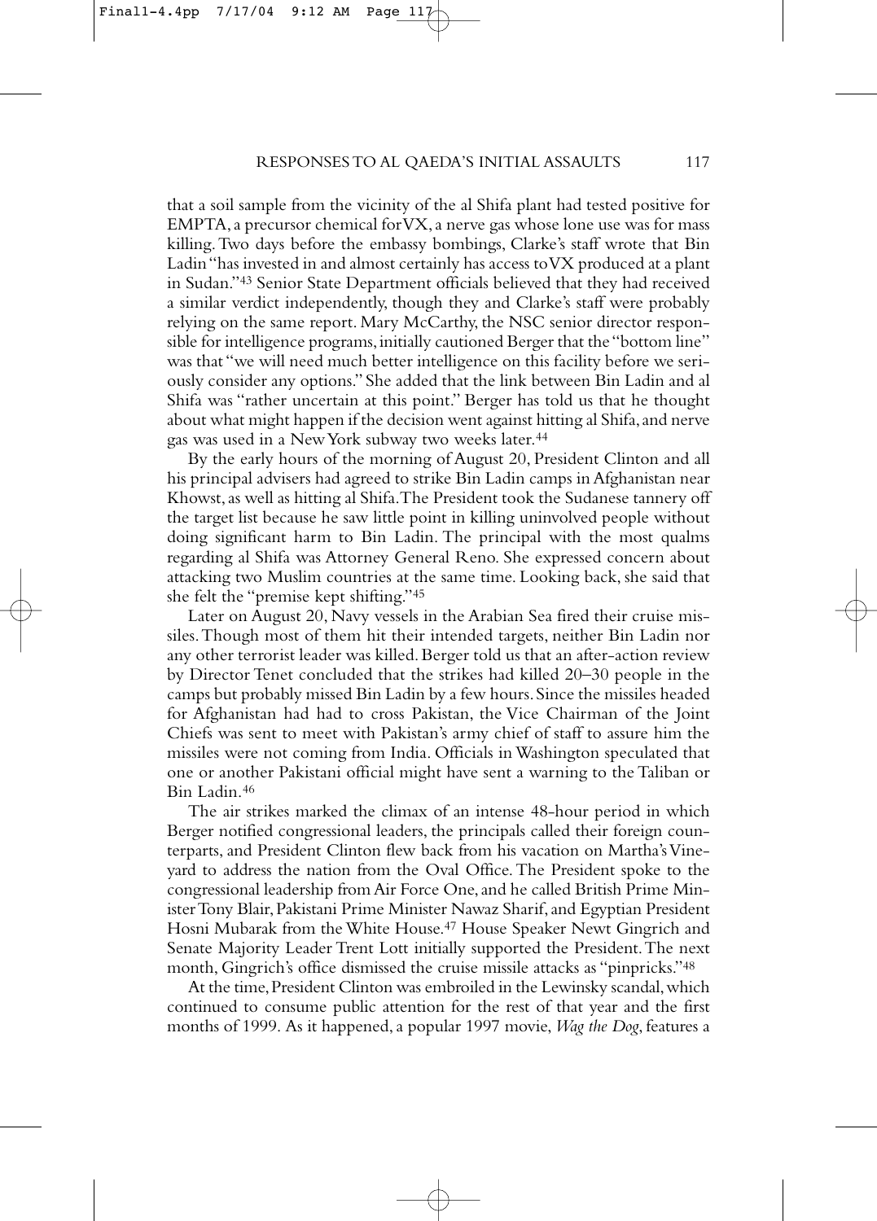that a soil sample from the vicinity of the al Shifa plant had tested positive for EMPTA, a precursor chemical for VX, a nerve gas whose lone use was for mass killing. Two days before the embassy bombings, Clarke's staff wrote that Bin Ladin "has invested in and almost certainly has access to VX produced at a plant in Sudan."[43] Senior State Department officials believed that they had received a similar verdict independently, though they and Clarke's staff were probably relying on the same report. Mary McCarthy, the NSC senior director responsible for intelligence programs, initially cautioned Berger that the "bottom line" was that "we will need much better intelligence on this facility before we seriously consider any options." She added that the link between Bin Ladin and al Shifa was "rather uncertain at this point." Berger has told us that he thought about what might happen if the decision went against hitting al Shifa, and nerve gas was used in a New York subway two weeks later.[44]

By the early hours of the morning of August 20, President Clinton and all his principal advisers had agreed to strike Bin Ladin camps in Afghanistan near Khowst, as well as hitting al Shifa. The President took the Sudanese tannery off the target list because he saw little point in killing uninvolved people without doing significant harm to Bin Ladin. The principal with the most qualms regarding al Shifa was Attorney General Reno. She expressed concern about attacking two Muslim countries at the same time. Looking back, she said that she felt the "premise kept shifting."[45]

Later on August 20, Navy vessels in the Arabian Sea fired their cruise missiles. Though most of them hit their intended targets, neither Bin Ladin nor any other terrorist leader was killed. Berger told us that an after-action review by Director Tenet concluded that the strikes had killed 20–30 people in the camps but probably missed Bin Ladin by a few hours. Since the missiles headed for Afghanistan had had to cross Pakistan, the Vice Chairman of the Joint Chiefs was sent to meet with Pakistan's army chief of staff to assure him the missiles were not coming from India. Officials in Washington speculated that one or another Pakistani official might have sent a warning to the Taliban or Bin Ladin.[46]

The air strikes marked the climax of an intense 48-hour period in which Berger notified congressional leaders, the principals called their foreign counterparts, and President Clinton flew back from his vacation on Martha's Vineyard to address the nation from the Oval Office. The President spoke to the congressional leadership from Air Force One, and he called British Prime Minister Tony Blair, Pakistani Prime Minister Nawaz Sharif, and Egyptian President Hosni Mubarak from the White House.[47] House Speaker Newt Gingrich and Senate Majority Leader Trent Lott initially supported the President. The next month, Gingrich's office dismissed the cruise missile attacks as "pinpricks."[48]

At the time, President Clinton was embroiled in the Lewinsky scandal, which continued to consume public attention for the rest of that year and the first months of 1999. As it happened, a popular 1997 movie, *Wag the Dog*, features a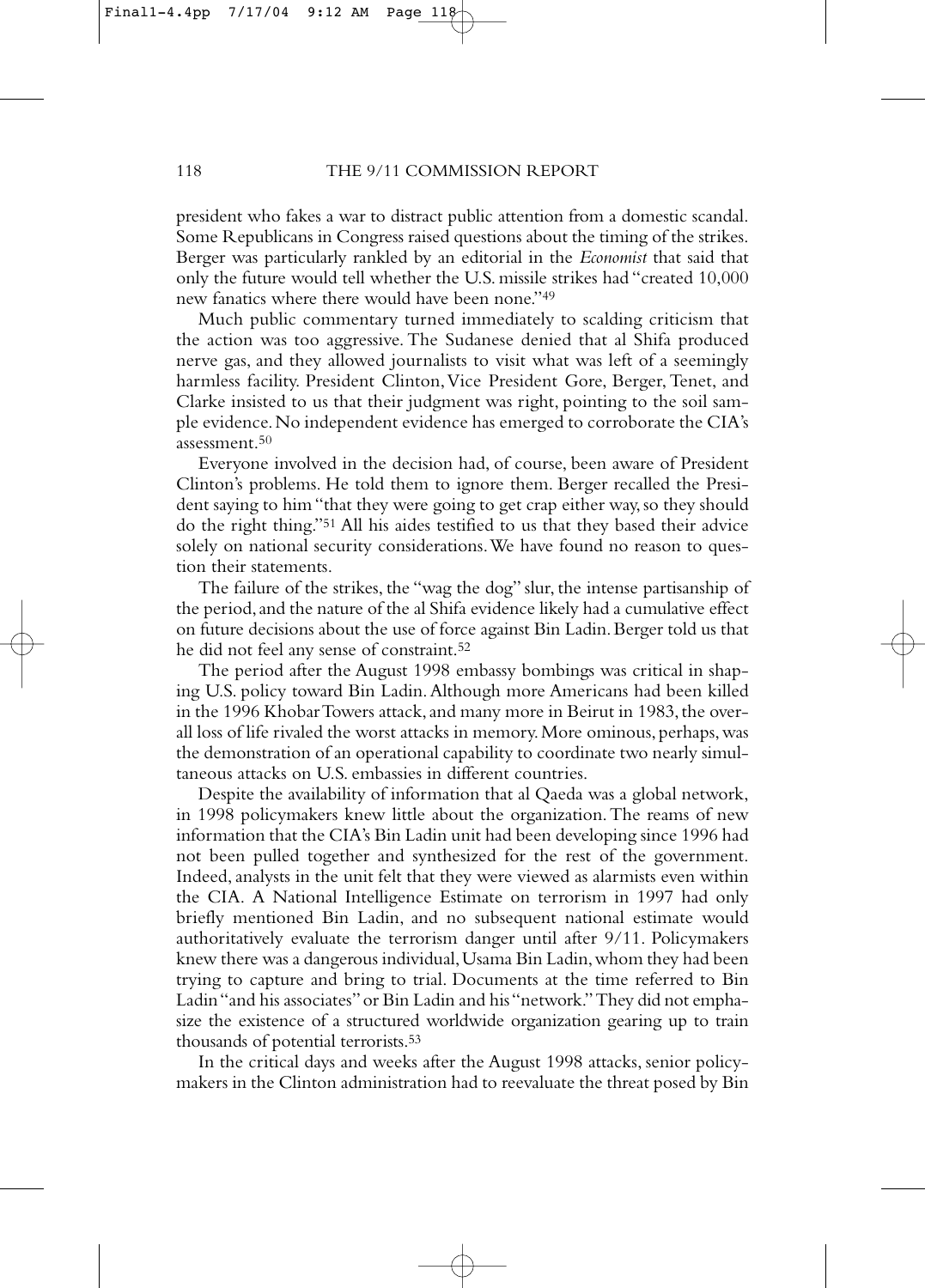president who fakes a war to distract public attention from a domestic scandal. Some Republicans in Congress raised questions about the timing of the strikes. Berger was particularly rankled by an editorial in the *Economist* that said that only the future would tell whether the U.S. missile strikes had "created 10,000 new fanatics where there would have been none."[49]

Much public commentary turned immediately to scalding criticism that the action was too aggressive. The Sudanese denied that al Shifa produced nerve gas, and they allowed journalists to visit what was left of a seemingly harmless facility. President Clinton, Vice President Gore, Berger, Tenet, and Clarke insisted to us that their judgment was right, pointing to the soil sample evidence. No independent evidence has emerged to corroborate the CIA's assessment.[50]

Everyone involved in the decision had, of course, been aware of President Clinton's problems. He told them to ignore them. Berger recalled the President saying to him "that they were going to get crap either way, so they should do the right thing."[51] All his aides testified to us that they based their advice solely on national security considerations. We have found no reason to question their statements.

The failure of the strikes, the "wag the dog" slur, the intense partisanship of the period, and the nature of the al Shifa evidence likely had a cumulative effect on future decisions about the use of force against Bin Ladin. Berger told us that he did not feel any sense of constraint.[52]

The period after the August 1998 embassy bombings was critical in shaping U.S. policy toward Bin Ladin. Although more Americans had been killed in the 1996 Khobar Towers attack, and many more in Beirut in 1983, the overall loss of life rivaled the worst attacks in memory. More ominous, perhaps, was the demonstration of an operational capability to coordinate two nearly simultaneous attacks on U.S. embassies in different countries.

Despite the availability of information that al Qaeda was a global network, in 1998 policymakers knew little about the organization. The reams of new information that the CIA's Bin Ladin unit had been developing since 1996 had not been pulled together and synthesized for the rest of the government. Indeed, analysts in the unit felt that they were viewed as alarmists even within the CIA. A National Intelligence Estimate on terrorism in 1997 had only briefly mentioned Bin Ladin, and no subsequent national estimate would authoritatively evaluate the terrorism danger until after 9/11. Policymakers knew there was a dangerous individual, Usama Bin Ladin, whom they had been trying to capture and bring to trial. Documents at the time referred to Bin Ladin "and his associates" or Bin Ladin and his "network." They did not emphasize the existence of a structured worldwide organization gearing up to train thousands of potential terrorists.[53]

In the critical days and weeks after the August 1998 attacks, senior policymakers in the Clinton administration had to reevaluate the threat posed by Bin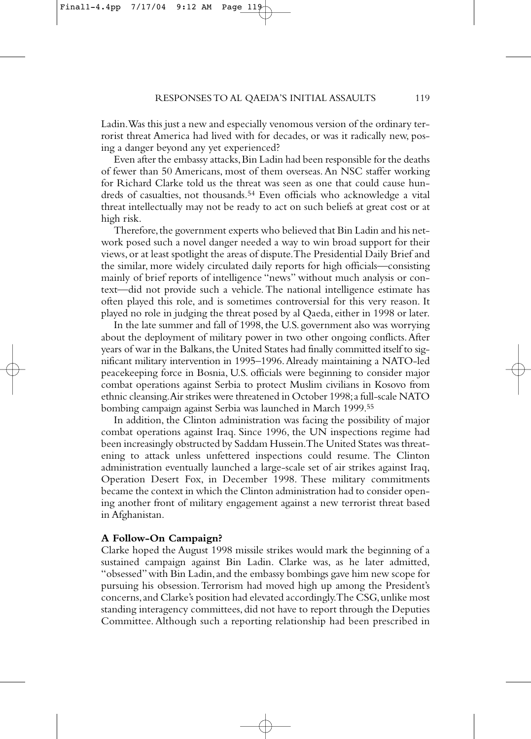Ladin. Was this just a new and especially venomous version of the ordinary terrorist threat America had lived with for decades, or was it radically new, posing a danger beyond any yet experienced?

Even after the embassy attacks, Bin Ladin had been responsible for the deaths of fewer than 50 Americans, most of them overseas. An NSC staffer working for Richard Clarke told us the threat was seen as one that could cause hundreds of casualties, not thousands.[54] Even officials who acknowledge a vital threat intellectually may not be ready to act on such beliefs at great cost or at high risk.

Therefore, the government experts who believed that Bin Ladin and his network posed such a novel danger needed a way to win broad support for their views, or at least spotlight the areas of dispute. The Presidential Daily Brief and the similar, more widely circulated daily reports for high officials—consisting mainly of brief reports of intelligence "news" without much analysis or context—did not provide such a vehicle. The national intelligence estimate has often played this role, and is sometimes controversial for this very reason. It played no role in judging the threat posed by al Qaeda, either in 1998 or later.

In the late summer and fall of 1998, the U.S. government also was worrying about the deployment of military power in two other ongoing conflicts. After years of war in the Balkans, the United States had finally committed itself to significant military intervention in 1995–1996. Already maintaining a NATO-led peacekeeping force in Bosnia, U.S. officials were beginning to consider major combat operations against Serbia to protect Muslim civilians in Kosovo from ethnic cleansing. Air strikes were threatened in October 1998; a full-scale NATO bombing campaign against Serbia was launched in March 1999.[55]

In addition, the Clinton administration was facing the possibility of major combat operations against Iraq. Since 1996, the UN inspections regime had been increasingly obstructed by Saddam Hussein. The United States was threatening to attack unless unfettered inspections could resume. The Clinton administration eventually launched a large-scale set of air strikes against Iraq, Operation Desert Fox, in December 1998. These military commitments became the context in which the Clinton administration had to consider opening another front of military engagement against a new terrorist threat based in Afghanistan.

**A Follow-On Campaign?**

Clarke hoped the August 1998 missile strikes would mark the beginning of a sustained campaign against Bin Ladin. Clarke was, as he later admitted, "obsessed" with Bin Ladin, and the embassy bombings gave him new scope for pursuing his obsession. Terrorism had moved high up among the President's concerns, and Clarke's position had elevated accordingly. The CSG, unlike most standing interagency committees, did not have to report through the Deputies Committee. Although such a reporting relationship had been prescribed in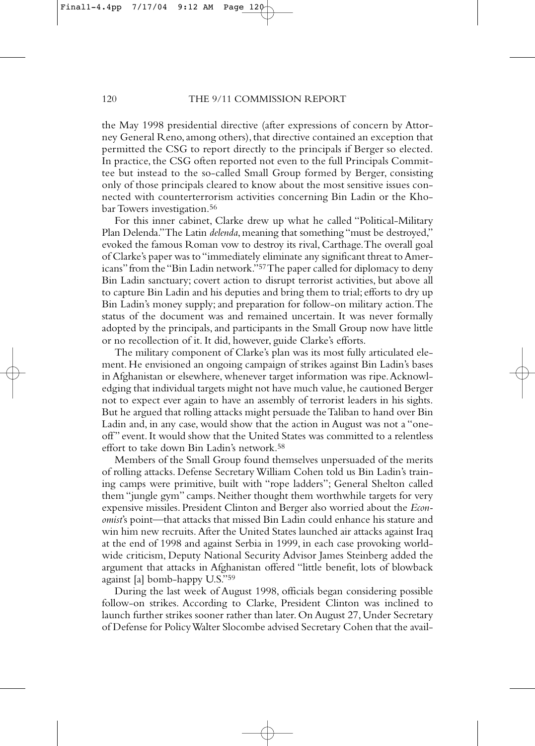the May 1998 presidential directive (after expressions of concern by Attorney General Reno, among others), that directive contained an exception that permitted the CSG to report directly to the principals if Berger so elected. In practice, the CSG often reported not even to the full Principals Committee but instead to the so-called Small Group formed by Berger, consisting only of those principals cleared to know about the most sensitive issues connected with counterterrorism activities concerning Bin Ladin or the Khobar Towers investigation.[56]

For this inner cabinet, Clarke drew up what he called "Political-Military Plan Delenda." The Latin *delenda*, meaning that something "must be destroyed," evoked the famous Roman vow to destroy its rival, Carthage. The overall goal of Clarke's paper was to "immediately eliminate any significant threat to Americans" from the "Bin Ladin network."[57] The paper called for diplomacy to deny Bin Ladin sanctuary; covert action to disrupt terrorist activities, but above all to capture Bin Ladin and his deputies and bring them to trial; efforts to dry up Bin Ladin's money supply; and preparation for follow-on military action. The status of the document was and remained uncertain. It was never formally adopted by the principals, and participants in the Small Group now have little or no recollection of it. It did, however, guide Clarke's efforts.

The military component of Clarke's plan was its most fully articulated element. He envisioned an ongoing campaign of strikes against Bin Ladin's bases in Afghanistan or elsewhere, whenever target information was ripe. Acknowledging that individual targets might not have much value, he cautioned Berger not to expect ever again to have an assembly of terrorist leaders in his sights. But he argued that rolling attacks might persuade the Taliban to hand over Bin Ladin and, in any case, would show that the action in August was not a "one-off" event. It would show that the United States was committed to a relentless effort to take down Bin Ladin's network.[58]

Members of the Small Group found themselves unpersuaded of the merits of rolling attacks. Defense Secretary William Cohen told us Bin Ladin's training camps were primitive, built with "rope ladders"; General Shelton called them "jungle gym" camps. Neither thought them worthwhile targets for very expensive missiles. President Clinton and Berger also worried about the *Economist*'s point—that attacks that missed Bin Ladin could enhance his stature and win him new recruits. After the United States launched air attacks against Iraq at the end of 1998 and against Serbia in 1999, in each case provoking worldwide criticism, Deputy National Security Advisor James Steinberg added the argument that attacks in Afghanistan offered "little benefit, lots of blowback against [a] bomb-happy U.S."[59]

During the last week of August 1998, officials began considering possible follow-on strikes. According to Clarke, President Clinton was inclined to launch further strikes sooner rather than later. On August 27, Under Secretary of Defense for Policy Walter Slocombe advised Secretary Cohen that the avail-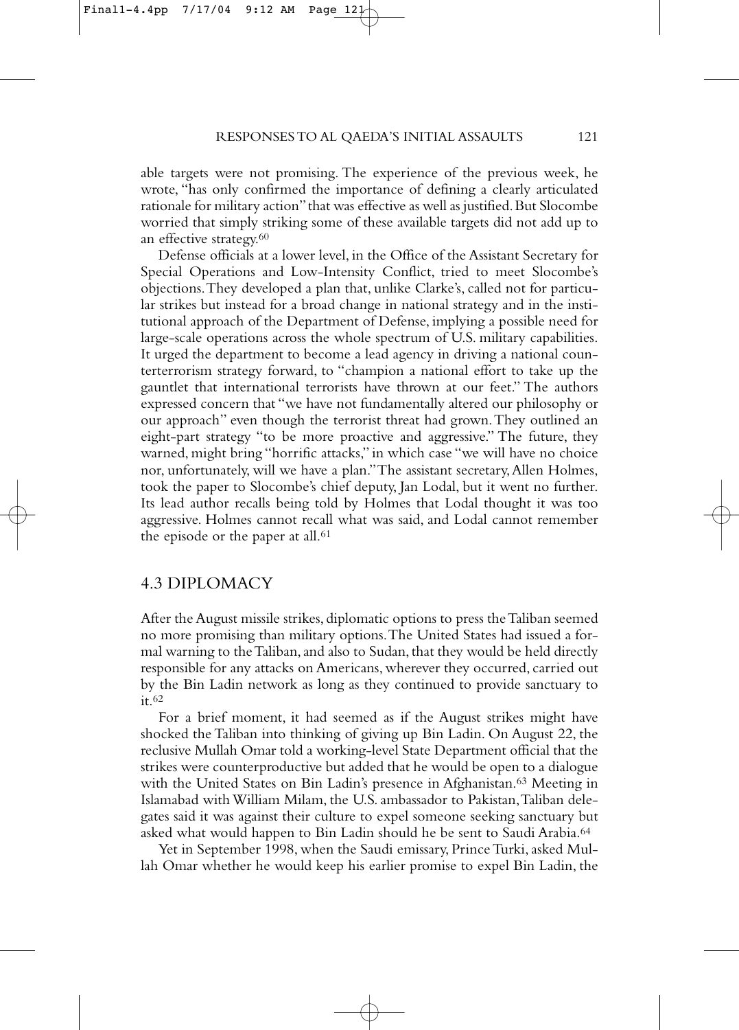able targets were not promising. The experience of the previous week, he wrote, "has only confirmed the importance of defining a clearly articulated rationale for military action" that was effective as well as justified. But Slocombe worried that simply striking some of these available targets did not add up to an effective strategy.[60]

Defense officials at a lower level, in the Office of the Assistant Secretary for Special Operations and Low-Intensity Conflict, tried to meet Slocombe's objections. They developed a plan that, unlike Clarke's, called not for particular strikes but instead for a broad change in national strategy and in the institutional approach of the Department of Defense, implying a possible need for large-scale operations across the whole spectrum of U.S. military capabilities. It urged the department to become a lead agency in driving a national counterterrorism strategy forward, to "champion a national effort to take up the gauntlet that international terrorists have thrown at our feet." The authors expressed concern that "we have not fundamentally altered our philosophy or our approach" even though the terrorist threat had grown. They outlined an eight-part strategy "to be more proactive and aggressive." The future, they warned, might bring "horrific attacks," in which case "we will have no choice nor, unfortunately, will we have a plan." The assistant secretary, Allen Holmes, took the paper to Slocombe's chief deputy, Jan Lodal, but it went no further. Its lead author recalls being told by Holmes that Lodal thought it was too aggressive. Holmes cannot recall what was said, and Lodal cannot remember the episode or the paper at all.[61]

## 4.3 DIPLOMACY

After the August missile strikes, diplomatic options to press the Taliban seemed no more promising than military options. The United States had issued a formal warning to the Taliban, and also to Sudan, that they would be held directly responsible for any attacks on Americans, wherever they occurred, carried out by the Bin Ladin network as long as they continued to provide sanctuary to it.[62]

For a brief moment, it had seemed as if the August strikes might have shocked the Taliban into thinking of giving up Bin Ladin. On August 22, the reclusive Mullah Omar told a working-level State Department official that the strikes were counterproductive but added that he would be open to a dialogue with the United States on Bin Ladin's presence in Afghanistan.[63] Meeting in Islamabad with William Milam, the U.S. ambassador to Pakistan, Taliban delegates said it was against their culture to expel someone seeking sanctuary but asked what would happen to Bin Ladin should he be sent to Saudi Arabia.[64]

Yet in September 1998, when the Saudi emissary, Prince Turki, asked Mullah Omar whether he would keep his earlier promise to expel Bin Ladin, the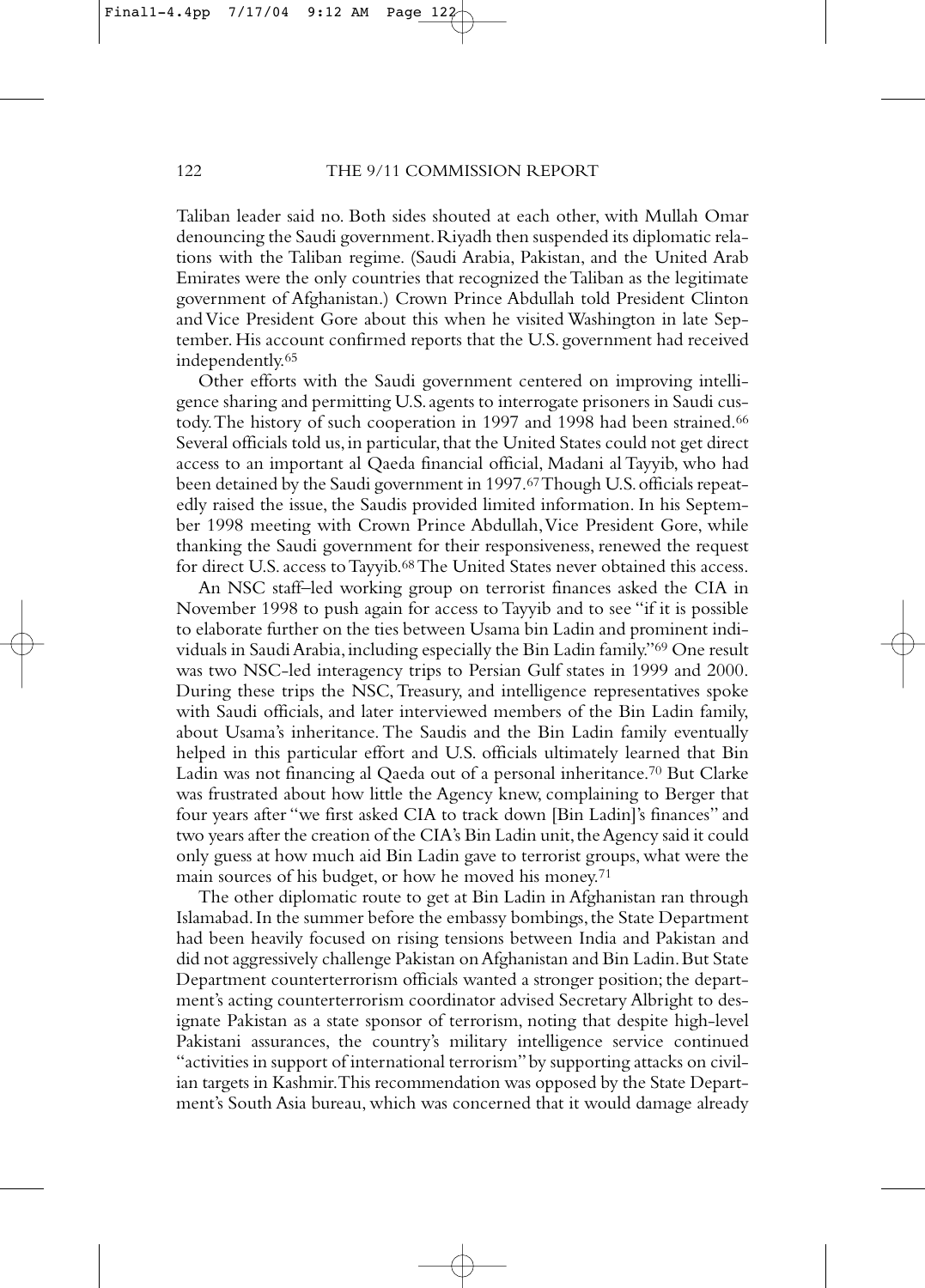Taliban leader said no. Both sides shouted at each other, with Mullah Omar denouncing the Saudi government. Riyadh then suspended its diplomatic relations with the Taliban regime. (Saudi Arabia, Pakistan, and the United Arab Emirates were the only countries that recognized the Taliban as the legitimate government of Afghanistan.) Crown Prince Abdullah told President Clinton and Vice President Gore about this when he visited Washington in late September. His account confirmed reports that the U.S. government had received independently.[65]

Other efforts with the Saudi government centered on improving intelligence sharing and permitting U.S. agents to interrogate prisoners in Saudi custody. The history of such cooperation in 1997 and 1998 had been strained.[66] Several officials told us, in particular, that the United States could not get direct access to an important al Qaeda financial official, Madani al Tayyib, who had been detained by the Saudi government in 1997.[67] Though U.S. officials repeatedly raised the issue, the Saudis provided limited information. In his September 1998 meeting with Crown Prince Abdullah, Vice President Gore, while thanking the Saudi government for their responsiveness, renewed the request for direct U.S. access to Tayyib.[68] The United States never obtained this access.

An NSC staff–led working group on terrorist finances asked the CIA in November 1998 to push again for access to Tayyib and to see "if it is possible to elaborate further on the ties between Usama bin Ladin and prominent individuals in Saudi Arabia, including especially the Bin Ladin family."[69] One result was two NSC-led interagency trips to Persian Gulf states in 1999 and 2000. During these trips the NSC, Treasury, and intelligence representatives spoke with Saudi officials, and later interviewed members of the Bin Ladin family, about Usama's inheritance. The Saudis and the Bin Ladin family eventually helped in this particular effort and U.S. officials ultimately learned that Bin Ladin was not financing al Qaeda out of a personal inheritance.[70] But Clarke was frustrated about how little the Agency knew, complaining to Berger that four years after "we first asked CIA to track down [Bin Ladin]'s finances" and two years after the creation of the CIA's Bin Ladin unit, the Agency said it could only guess at how much aid Bin Ladin gave to terrorist groups, what were the main sources of his budget, or how he moved his money.[71]

The other diplomatic route to get at Bin Ladin in Afghanistan ran through Islamabad. In the summer before the embassy bombings, the State Department had been heavily focused on rising tensions between India and Pakistan and did not aggressively challenge Pakistan on Afghanistan and Bin Ladin. But State Department counterterrorism officials wanted a stronger position; the department's acting counterterrorism coordinator advised Secretary Albright to designate Pakistan as a state sponsor of terrorism, noting that despite high-level Pakistani assurances, the country's military intelligence service continued "activities in support of international terrorism" by supporting attacks on civilian targets in Kashmir. This recommendation was opposed by the State Department's South Asia bureau, which was concerned that it would damage already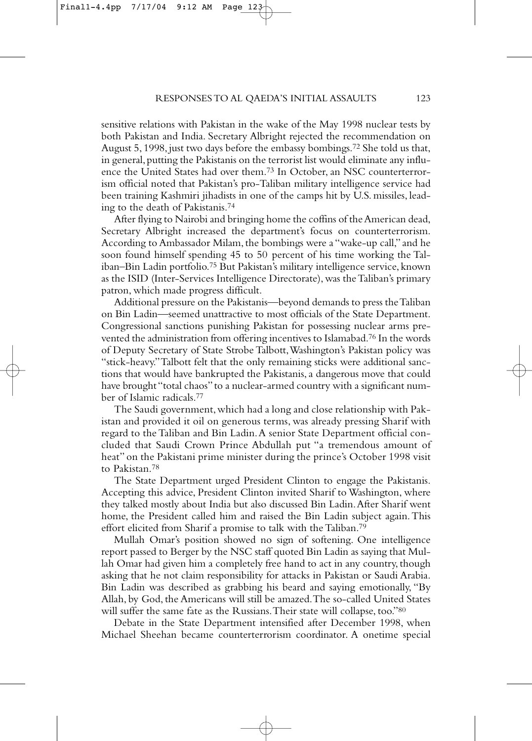sensitive relations with Pakistan in the wake of the May 1998 nuclear tests by both Pakistan and India. Secretary Albright rejected the recommendation on August 5, 1998, just two days before the embassy bombings.[72] She told us that, in general, putting the Pakistanis on the terrorist list would eliminate any influence the United States had over them.[73] In October, an NSC counterterrorism official noted that Pakistan's pro-Taliban military intelligence service had been training Kashmiri jihadists in one of the camps hit by U.S. missiles, leading to the death of Pakistanis.[74]

After flying to Nairobi and bringing home the coffins of the American dead, Secretary Albright increased the department's focus on counterterrorism. According to Ambassador Milam, the bombings were a "wake-up call," and he soon found himself spending 45 to 50 percent of his time working the Taliban–Bin Ladin portfolio.[75] But Pakistan's military intelligence service, known as the ISID (Inter-Services Intelligence Directorate), was the Taliban's primary patron, which made progress difficult.

Additional pressure on the Pakistanis—beyond demands to press the Taliban on Bin Ladin—seemed unattractive to most officials of the State Department. Congressional sanctions punishing Pakistan for possessing nuclear arms prevented the administration from offering incentives to Islamabad.[76] In the words of Deputy Secretary of State Strobe Talbott, Washington's Pakistan policy was "stick-heavy." Talbott felt that the only remaining sticks were additional sanctions that would have bankrupted the Pakistanis, a dangerous move that could have brought "total chaos" to a nuclear-armed country with a significant number of Islamic radicals.[77]

The Saudi government, which had a long and close relationship with Pakistan and provided it oil on generous terms, was already pressing Sharif with regard to the Taliban and Bin Ladin. A senior State Department official concluded that Saudi Crown Prince Abdullah put "a tremendous amount of heat" on the Pakistani prime minister during the prince's October 1998 visit to Pakistan.[78]

The State Department urged President Clinton to engage the Pakistanis. Accepting this advice, President Clinton invited Sharif to Washington, where they talked mostly about India but also discussed Bin Ladin. After Sharif went home, the President called him and raised the Bin Ladin subject again. This effort elicited from Sharif a promise to talk with the Taliban.[79]

Mullah Omar's position showed no sign of softening. One intelligence report passed to Berger by the NSC staff quoted Bin Ladin as saying that Mullah Omar had given him a completely free hand to act in any country, though asking that he not claim responsibility for attacks in Pakistan or Saudi Arabia. Bin Ladin was described as grabbing his beard and saying emotionally, "By Allah, by God, the Americans will still be amazed. The so-called United States will suffer the same fate as the Russians. Their state will collapse, too."[80]

Debate in the State Department intensified after December 1998, when Michael Sheehan became counterterrorism coordinator. A onetime special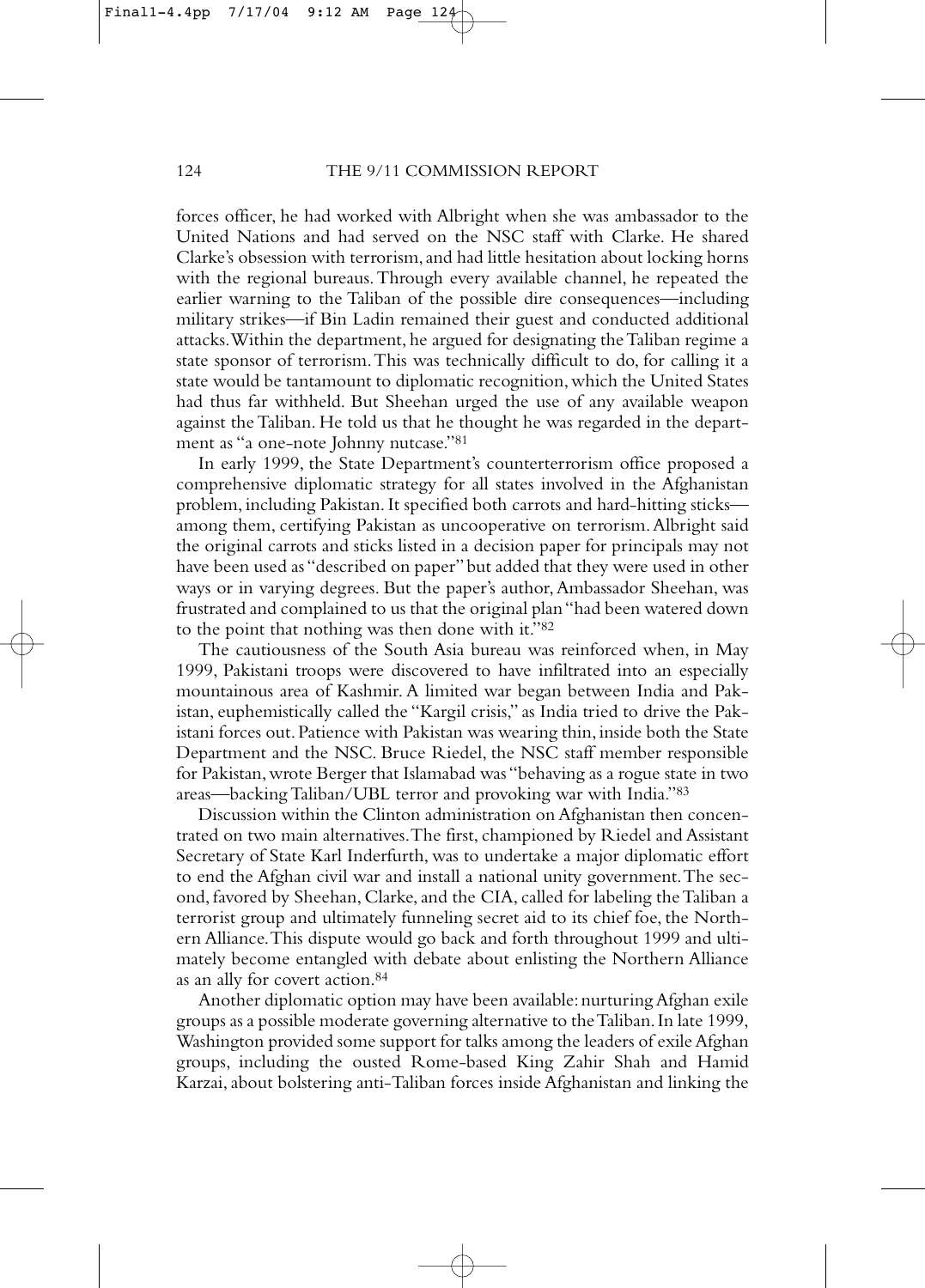forces officer, he had worked with Albright when she was ambassador to the United Nations and had served on the NSC staff with Clarke. He shared Clarke's obsession with terrorism, and had little hesitation about locking horns with the regional bureaus. Through every available channel, he repeated the earlier warning to the Taliban of the possible dire consequences—including military strikes—if Bin Ladin remained their guest and conducted additional attacks. Within the department, he argued for designating the Taliban regime a state sponsor of terrorism. This was technically difficult to do, for calling it a state would be tantamount to diplomatic recognition, which the United States had thus far withheld. But Sheehan urged the use of any available weapon against the Taliban. He told us that he thought he was regarded in the department as "a one-note Johnny nutcase."[81]

In early 1999, the State Department's counterterrorism office proposed a comprehensive diplomatic strategy for all states involved in the Afghanistan problem, including Pakistan. It specified both carrots and hard-hitting sticks—among them, certifying Pakistan as uncooperative on terrorism. Albright said the original carrots and sticks listed in a decision paper for principals may not have been used as "described on paper" but added that they were used in other ways or in varying degrees. But the paper's author, Ambassador Sheehan, was frustrated and complained to us that the original plan "had been watered down to the point that nothing was then done with it."[82]

The cautiousness of the South Asia bureau was reinforced when, in May 1999, Pakistani troops were discovered to have infiltrated into an especially mountainous area of Kashmir. A limited war began between India and Pakistan, euphemistically called the "Kargil crisis," as India tried to drive the Pakistani forces out. Patience with Pakistan was wearing thin, inside both the State Department and the NSC. Bruce Riedel, the NSC staff member responsible for Pakistan, wrote Berger that Islamabad was "behaving as a rogue state in two areas—backing Taliban/UBL terror and provoking war with India."[83]

Discussion within the Clinton administration on Afghanistan then concentrated on two main alternatives. The first, championed by Riedel and Assistant Secretary of State Karl Inderfurth, was to undertake a major diplomatic effort to end the Afghan civil war and install a national unity government. The second, favored by Sheehan, Clarke, and the CIA, called for labeling the Taliban a terrorist group and ultimately funneling secret aid to its chief foe, the Northern Alliance. This dispute would go back and forth throughout 1999 and ultimately become entangled with debate about enlisting the Northern Alliance as an ally for covert action.[84]

Another diplomatic option may have been available: nurturing Afghan exile groups as a possible moderate governing alternative to the Taliban. In late 1999, Washington provided some support for talks among the leaders of exile Afghan groups, including the ousted Rome-based King Zahir Shah and Hamid Karzai, about bolstering anti-Taliban forces inside Afghanistan and linking the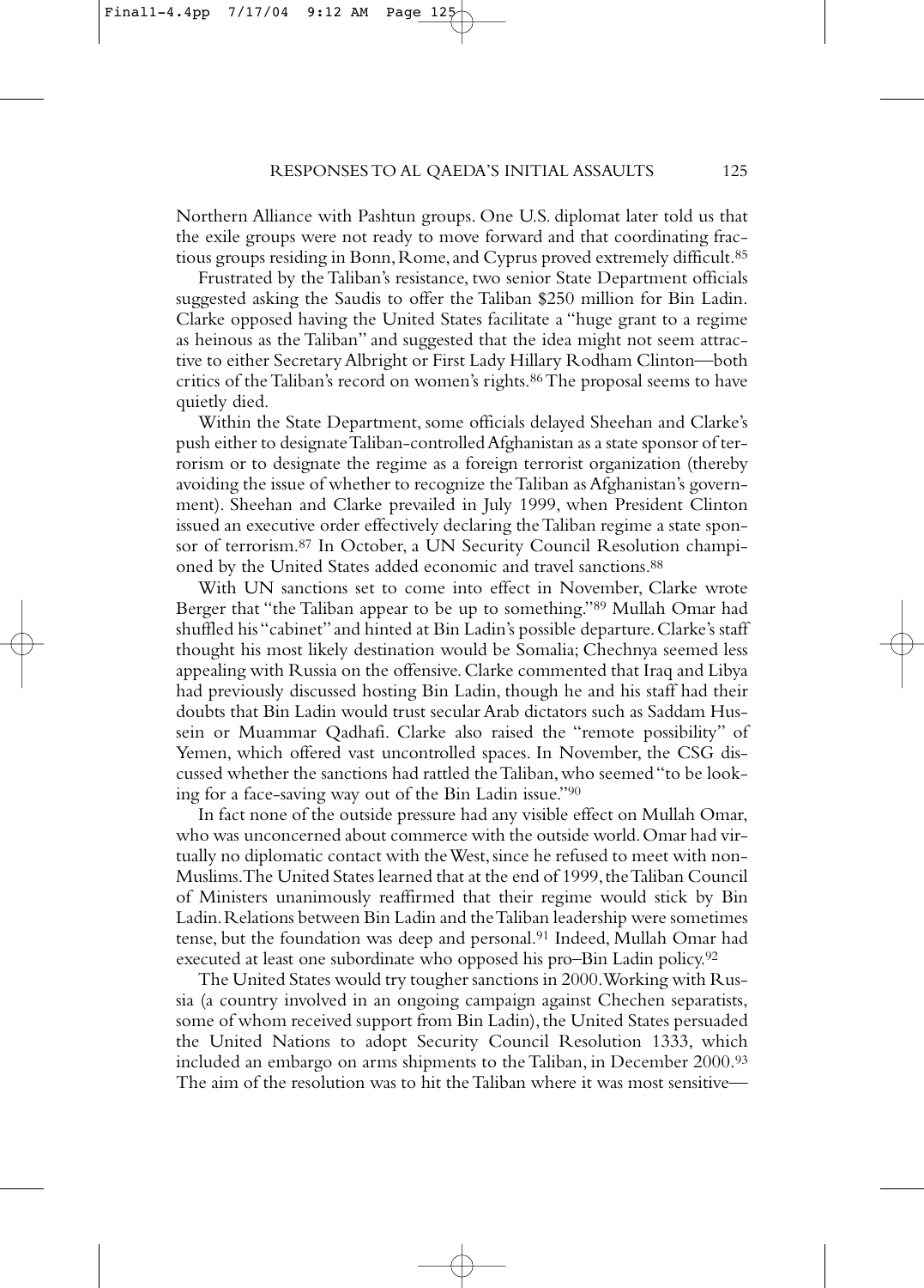Northern Alliance with Pashtun groups. One U.S. diplomat later told us that the exile groups were not ready to move forward and that coordinating fractious groups residing in Bonn, Rome, and Cyprus proved extremely difficult.[85]

Frustrated by the Taliban's resistance, two senior State Department officials suggested asking the Saudis to offer the Taliban $250 million for Bin Ladin. Clarke opposed having the United States facilitate a "huge grant to a regime as heinous as the Taliban" and suggested that the idea might not seem attractive to either Secretary Albright or First Lady Hillary Rodham Clinton—both critics of the Taliban's record on women's rights.[86] The proposal seems to have quietly died.

Within the State Department, some officials delayed Sheehan and Clarke's push either to designate Taliban-controlled Afghanistan as a state sponsor of terrorism or to designate the regime as a foreign terrorist organization (thereby avoiding the issue of whether to recognize the Taliban as Afghanistan's government). Sheehan and Clarke prevailed in July 1999, when President Clinton issued an executive order effectively declaring the Taliban regime a state sponsor of terrorism.[87] In October, a UN Security Council Resolution championed by the United States added economic and travel sanctions.[88]

With UN sanctions set to come into effect in November, Clarke wrote Berger that "the Taliban appear to be up to something."[89] Mullah Omar had shuffled his "cabinet" and hinted at Bin Ladin's possible departure. Clarke's staff thought his most likely destination would be Somalia; Chechnya seemed less appealing with Russia on the offensive. Clarke commented that Iraq and Libya had previously discussed hosting Bin Ladin, though he and his staff had their doubts that Bin Ladin would trust secular Arab dictators such as Saddam Hussein or Muammar Qadhafi. Clarke also raised the "remote possibility" of Yemen, which offered vast uncontrolled spaces. In November, the CSG discussed whether the sanctions had rattled the Taliban, who seemed "to be looking for a face-saving way out of the Bin Ladin issue."[90]

In fact none of the outside pressure had any visible effect on Mullah Omar, who was unconcerned about commerce with the outside world. Omar had virtually no diplomatic contact with the West, since he refused to meet with non-Muslims. The United States learned that at the end of 1999, the Taliban Council of Ministers unanimously reaffirmed that their regime would stick by Bin Ladin. Relations between Bin Ladin and the Taliban leadership were sometimes tense, but the foundation was deep and personal.[91] Indeed, Mullah Omar had executed at least one subordinate who opposed his pro–Bin Ladin policy.[92]

The United States would try tougher sanctions in 2000. Working with Russia (a country involved in an ongoing campaign against Chechen separatists, some of whom received support from Bin Ladin), the United States persuaded the United Nations to adopt Security Council Resolution 1333, which included an embargo on arms shipments to the Taliban, in December 2000.[93] The aim of the resolution was to hit the Taliban where it was most sensitive—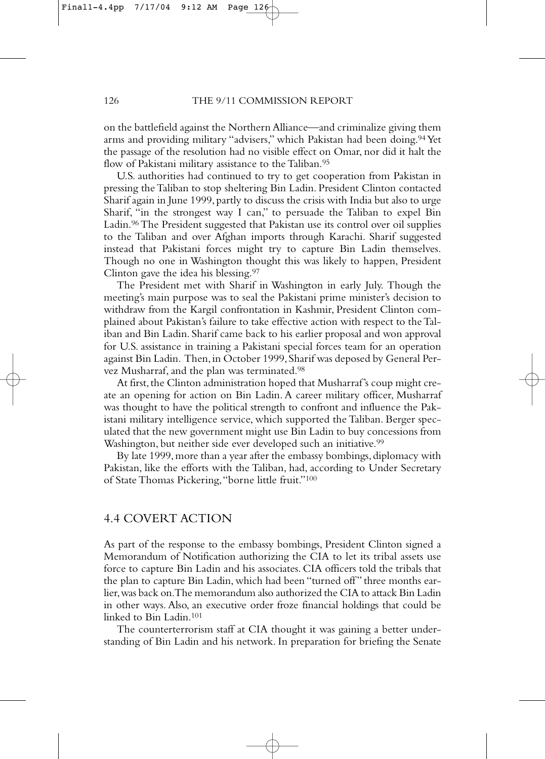on the battlefield against the Northern Alliance—and criminalize giving them arms and providing military "advisers," which Pakistan had been doing.[94] Yet the passage of the resolution had no visible effect on Omar, nor did it halt the flow of Pakistani military assistance to the Taliban.[95]

U.S. authorities had continued to try to get cooperation from Pakistan in pressing the Taliban to stop sheltering Bin Ladin. President Clinton contacted Sharif again in June 1999, partly to discuss the crisis with India but also to urge Sharif, "in the strongest way I can," to persuade the Taliban to expel Bin Ladin.[96] The President suggested that Pakistan use its control over oil supplies to the Taliban and over Afghan imports through Karachi. Sharif suggested instead that Pakistani forces might try to capture Bin Ladin themselves. Though no one in Washington thought this was likely to happen, President Clinton gave the idea his blessing.[97]

The President met with Sharif in Washington in early July. Though the meeting's main purpose was to seal the Pakistani prime minister's decision to withdraw from the Kargil confrontation in Kashmir, President Clinton complained about Pakistan's failure to take effective action with respect to the Taliban and Bin Ladin. Sharif came back to his earlier proposal and won approval for U.S. assistance in training a Pakistani special forces team for an operation against Bin Ladin. Then, in October 1999, Sharif was deposed by General Pervez Musharraf, and the plan was terminated.[98]

At first, the Clinton administration hoped that Musharraf's coup might create an opening for action on Bin Ladin. A career military officer, Musharraf was thought to have the political strength to confront and influence the Pakistani military intelligence service, which supported the Taliban. Berger speculated that the new government might use Bin Ladin to buy concessions from Washington, but neither side ever developed such an initiative.[99]

By late 1999, more than a year after the embassy bombings, diplomacy with Pakistan, like the efforts with the Taliban, had, according to Under Secretary of State Thomas Pickering, "borne little fruit."[100]

## 4.4 COVERT ACTION

As part of the response to the embassy bombings, President Clinton signed a Memorandum of Notification authorizing the CIA to let its tribal assets use force to capture Bin Ladin and his associates. CIA officers told the tribals that the plan to capture Bin Ladin, which had been "turned off" three months earlier, was back on. The memorandum also authorized the CIA to attack Bin Ladin in other ways. Also, an executive order froze financial holdings that could be linked to Bin Ladin.[101]

The counterterrorism staff at CIA thought it was gaining a better understanding of Bin Ladin and his network. In preparation for briefing the Senate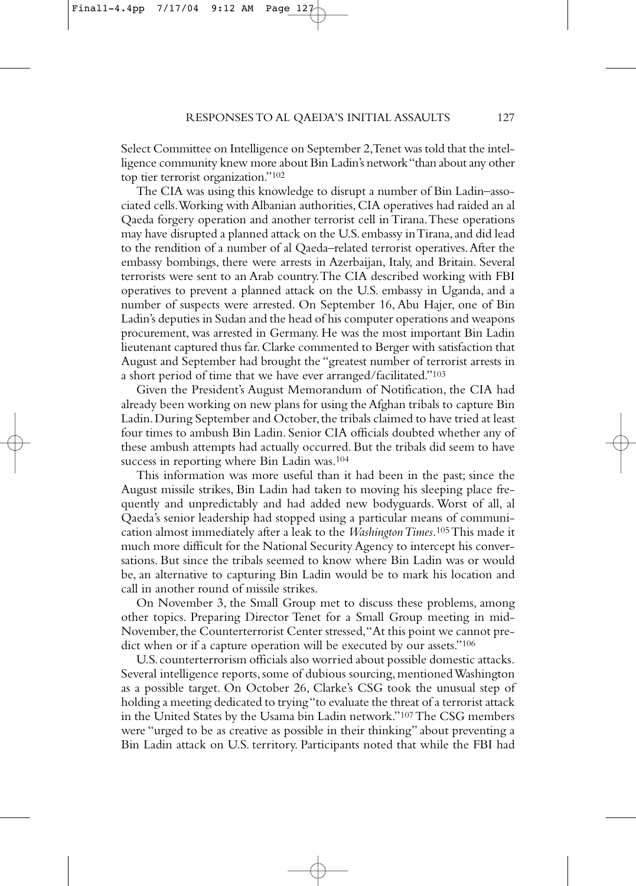Select Committee on Intelligence on September 2, Tenet was told that the intelligence community knew more about Bin Ladin's network "than about any other top tier terrorist organization."[102]

The CIA was using this knowledge to disrupt a number of Bin Ladin–associated cells. Working with Albanian authorities, CIA operatives had raided an al Qaeda forgery operation and another terrorist cell in Tirana. These operations may have disrupted a planned attack on the U.S. embassy in Tirana, and did lead to the rendition of a number of al Qaeda–related terrorist operatives. After the embassy bombings, there were arrests in Azerbaijan, Italy, and Britain. Several terrorists were sent to an Arab country. The CIA described working with FBI operatives to prevent a planned attack on the U.S. embassy in Uganda, and a number of suspects were arrested. On September 16, Abu Hajer, one of Bin Ladin's deputies in Sudan and the head of his computer operations and weapons procurement, was arrested in Germany. He was the most important Bin Ladin lieutenant captured thus far. Clarke commented to Berger with satisfaction that August and September had brought the "greatest number of terrorist arrests in a short period of time that we have ever arranged/facilitated."[103]

Given the President's August Memorandum of Notification, the CIA had already been working on new plans for using the Afghan tribals to capture Bin Ladin. During September and October, the tribals claimed to have tried at least four times to ambush Bin Ladin. Senior CIA officials doubted whether any of these ambush attempts had actually occurred. But the tribals did seem to have success in reporting where Bin Ladin was.[104]

This information was more useful than it had been in the past; since the August missile strikes, Bin Ladin had taken to moving his sleeping place frequently and unpredictably and had added new bodyguards. Worst of all, al Qaeda's senior leadership had stopped using a particular means of communication almost immediately after a leak to the *Washington Times*.[105] This made it much more difficult for the National Security Agency to intercept his conversations. But since the tribals seemed to know where Bin Ladin was or would be, an alternative to capturing Bin Ladin would be to mark his location and call in another round of missile strikes.

On November 3, the Small Group met to discuss these problems, among other topics. Preparing Director Tenet for a Small Group meeting in mid-November, the Counterterrorist Center stressed, "At this point we cannot predict when or if a capture operation will be executed by our assets."[106]

U.S. counterterrorism officials also worried about possible domestic attacks. Several intelligence reports, some of dubious sourcing, mentioned Washington as a possible target. On October 26, Clarke's CSG took the unusual step of holding a meeting dedicated to trying "to evaluate the threat of a terrorist attack in the United States by the Usama bin Ladin network."[107] The CSG members were "urged to be as creative as possible in their thinking" about preventing a Bin Ladin attack on U.S. territory. Participants noted that while the FBI had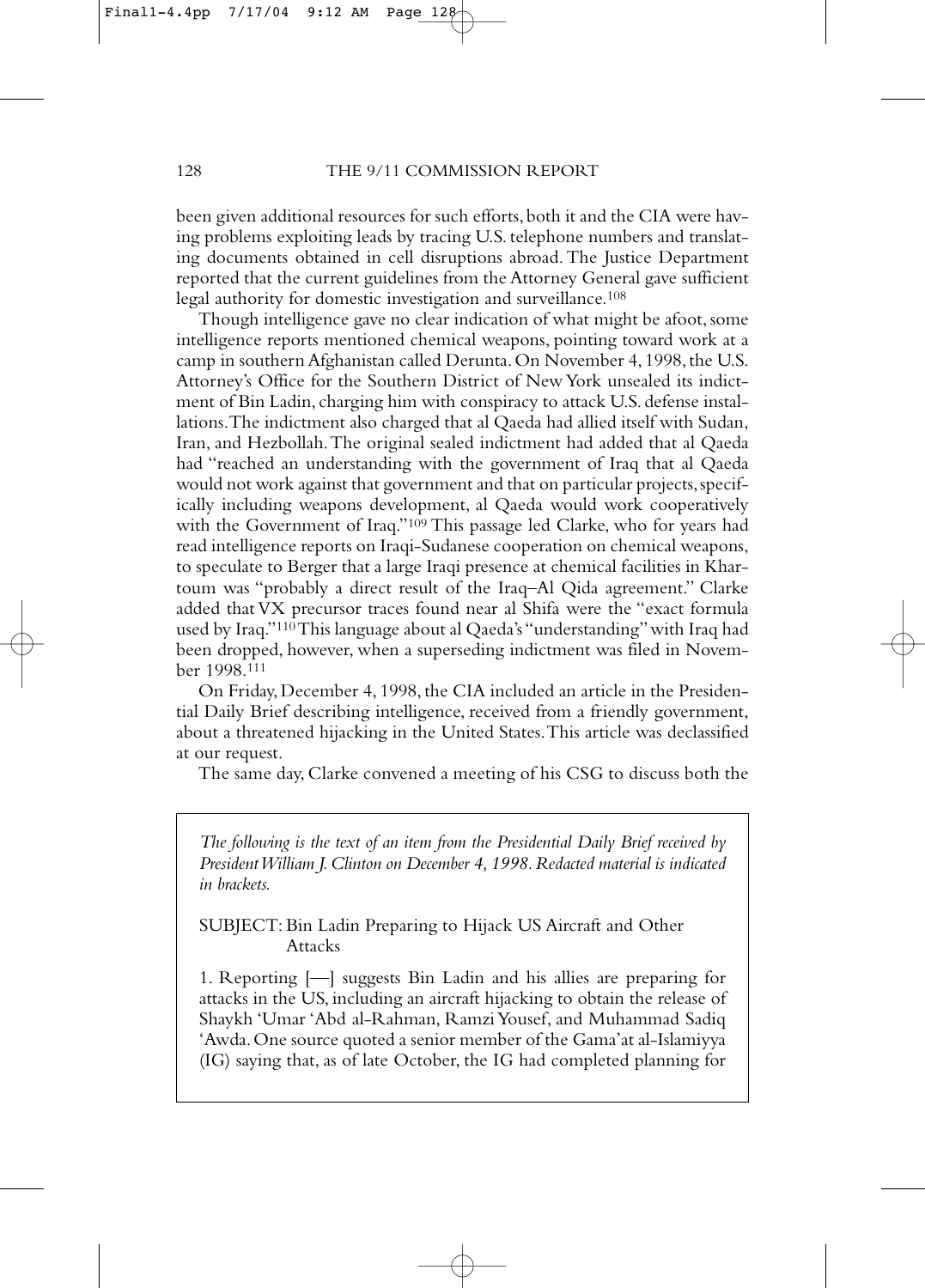been given additional resources for such efforts, both it and the CIA were having problems exploiting leads by tracing U.S. telephone numbers and translating documents obtained in cell disruptions abroad. The Justice Department reported that the current guidelines from the Attorney General gave sufficient legal authority for domestic investigation and surveillance.[108]

Though intelligence gave no clear indication of what might be afoot, some intelligence reports mentioned chemical weapons, pointing toward work at a camp in southern Afghanistan called Derunta. On November 4, 1998, the U.S. Attorney's Office for the Southern District of New York unsealed its indictment of Bin Ladin, charging him with conspiracy to attack U.S. defense installations. The indictment also charged that al Qaeda had allied itself with Sudan, Iran, and Hezbollah. The original sealed indictment had added that al Qaeda had "reached an understanding with the government of Iraq that al Qaeda would not work against that government and that on particular projects, specifically including weapons development, al Qaeda would work cooperatively with the Government of Iraq."[109] This passage led Clarke, who for years had read intelligence reports on Iraqi-Sudanese cooperation on chemical weapons, to speculate to Berger that a large Iraqi presence at chemical facilities in Khartoum was "probably a direct result of the Iraq–Al Qida agreement." Clarke added that VX precursor traces found near al Shifa were the "exact formula used by Iraq."[110] This language about al Qaeda's "understanding" with Iraq had been dropped, however, when a superseding indictment was filed in November 1998.[111]

On Friday, December 4, 1998, the CIA included an article in the Presidential Daily Brief describing intelligence, received from a friendly government, about a threatened hijacking in the United States. This article was declassified at our request.

The same day, Clarke convened a meeting of his CSG to discuss both the

*The following is the text of an item from the Presidential Daily Brief received by President William J. Clinton on December 4, 1998. Redacted material is indicated in brackets.*

SUBJECT: Bin Ladin Preparing to Hijack US Aircraft and Other Attacks

1. Reporting [—] suggests Bin Ladin and his allies are preparing for attacks in the US, including an aircraft hijacking to obtain the release of Shaykh 'Umar 'Abd al-Rahman, Ramzi Yousef, and Muhammad Sadiq 'Awda. One source quoted a senior member of the Gama'at al-Islamiyya (IG) saying that, as of late October, the IG had completed planning for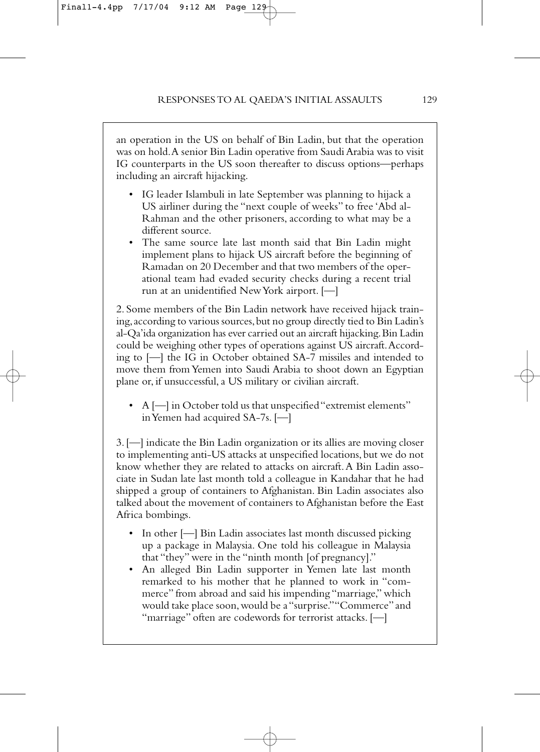an operation in the US on behalf of Bin Ladin, but that the operation was on hold. A senior Bin Ladin operative from Saudi Arabia was to visit IG counterparts in the US soon thereafter to discuss options—perhaps including an aircraft hijacking.

- IG leader Islambuli in late September was planning to hijack a US airliner during the "next couple of weeks" to free 'Abd al-Rahman and the other prisoners, according to what may be a different source.
- The same source late last month said that Bin Ladin might implement plans to hijack US aircraft before the beginning of Ramadan on 20 December and that two members of the operational team had evaded security checks during a recent trial run at an unidentified New York airport. [—]

2. Some members of the Bin Ladin network have received hijack training, according to various sources, but no group directly tied to Bin Ladin's al-Qa'ida organization has ever carried out an aircraft hijacking. Bin Ladin could be weighing other types of operations against US aircraft. According to [—] the IG in October obtained SA-7 missiles and intended to move them from Yemen into Saudi Arabia to shoot down an Egyptian plane or, if unsuccessful, a US military or civilian aircraft.

- A [—] in October told us that unspecified "extremist elements" in Yemen had acquired SA-7s. [—]

3. [—] indicate the Bin Ladin organization or its allies are moving closer to implementing anti-US attacks at unspecified locations, but we do not know whether they are related to attacks on aircraft. A Bin Ladin associate in Sudan late last month told a colleague in Kandahar that he had shipped a group of containers to Afghanistan. Bin Ladin associates also talked about the movement of containers to Afghanistan before the East Africa bombings.

- In other [—] Bin Ladin associates last month discussed picking up a package in Malaysia. One told his colleague in Malaysia that "they" were in the "ninth month [of pregnancy]."
- An alleged Bin Ladin supporter in Yemen late last month remarked to his mother that he planned to work in "commerce" from abroad and said his impending "marriage," which would take place soon, would be a "surprise." "Commerce" and "marriage" often are codewords for terrorist attacks. [—]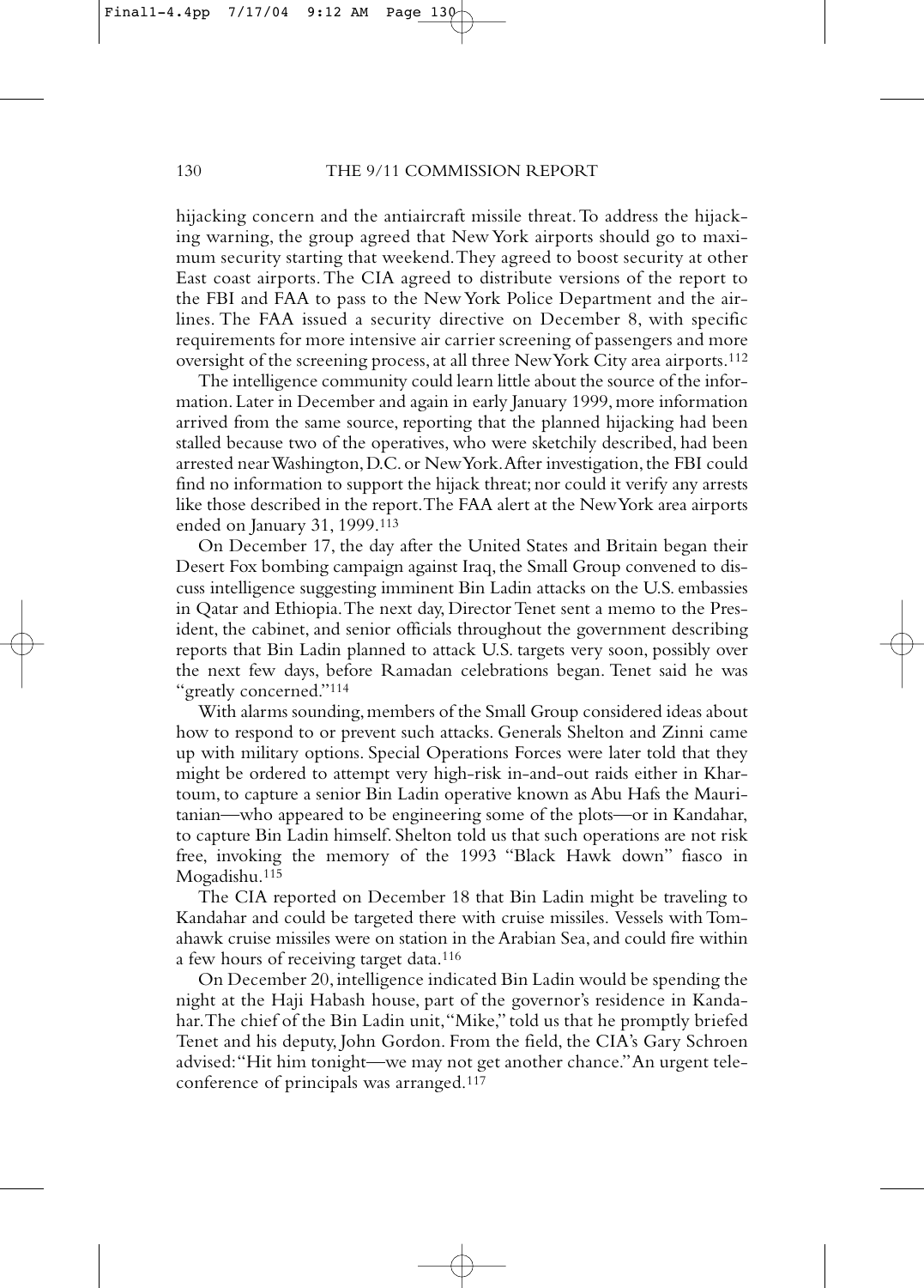hijacking concern and the antiaircraft missile threat. To address the hijacking warning, the group agreed that New York airports should go to maximum security starting that weekend. They agreed to boost security at other East coast airports. The CIA agreed to distribute versions of the report to the FBI and FAA to pass to the New York Police Department and the airlines. The FAA issued a security directive on December 8, with specific requirements for more intensive air carrier screening of passengers and more oversight of the screening process, at all three New York City area airports.[112]

The intelligence community could learn little about the source of the information. Later in December and again in early January 1999, more information arrived from the same source, reporting that the planned hijacking had been stalled because two of the operatives, who were sketchily described, had been arrested near Washington, D.C. or New York. After investigation, the FBI could find no information to support the hijack threat; nor could it verify any arrests like those described in the report. The FAA alert at the New York area airports ended on January 31, 1999.[113]

On December 17, the day after the United States and Britain began their Desert Fox bombing campaign against Iraq, the Small Group convened to discuss intelligence suggesting imminent Bin Ladin attacks on the U.S. embassies in Qatar and Ethiopia. The next day, Director Tenet sent a memo to the President, the cabinet, and senior officials throughout the government describing reports that Bin Ladin planned to attack U.S. targets very soon, possibly over the next few days, before Ramadan celebrations began. Tenet said he was "greatly concerned."[114]

With alarms sounding, members of the Small Group considered ideas about how to respond to or prevent such attacks. Generals Shelton and Zinni came up with military options. Special Operations Forces were later told that they might be ordered to attempt very high-risk in-and-out raids either in Khartoum, to capture a senior Bin Ladin operative known as Abu Hafs the Mauritanian—who appeared to be engineering some of the plots—or in Kandahar, to capture Bin Ladin himself. Shelton told us that such operations are not risk free, invoking the memory of the 1993 "Black Hawk down" fiasco in Mogadishu.[115]

The CIA reported on December 18 that Bin Ladin might be traveling to Kandahar and could be targeted there with cruise missiles. Vessels with Tomahawk cruise missiles were on station in the Arabian Sea, and could fire within a few hours of receiving target data.[116]

On December 20, intelligence indicated Bin Ladin would be spending the night at the Haji Habash house, part of the governor's residence in Kandahar. The chief of the Bin Ladin unit, "Mike," told us that he promptly briefed Tenet and his deputy, John Gordon. From the field, the CIA's Gary Schroen advised: "Hit him tonight—we may not get another chance." An urgent teleconference of principals was arranged.[117]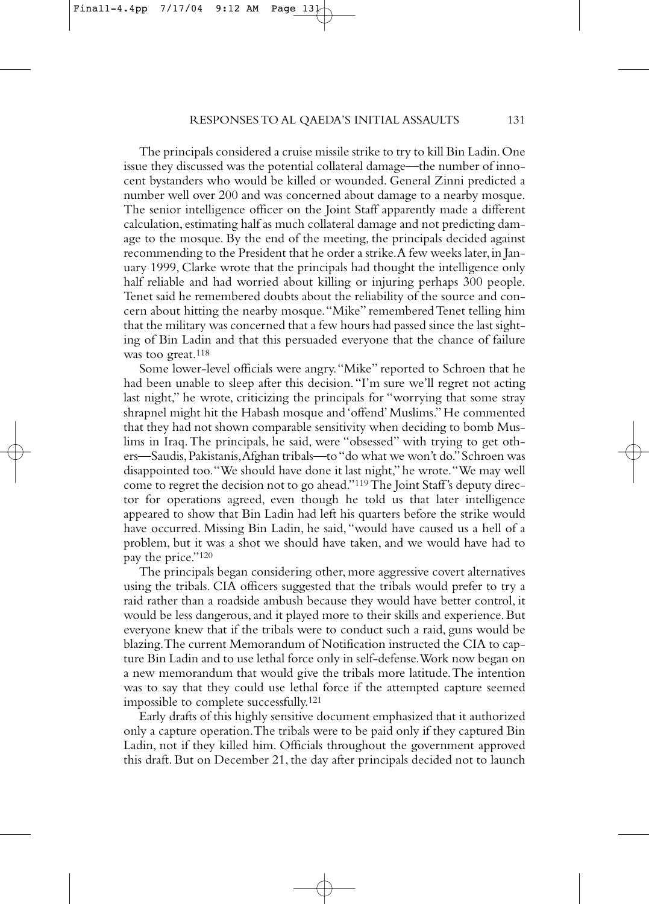The principals considered a cruise missile strike to try to kill Bin Ladin. One issue they discussed was the potential collateral damage—the number of innocent bystanders who would be killed or wounded. General Zinni predicted a number well over 200 and was concerned about damage to a nearby mosque. The senior intelligence officer on the Joint Staff apparently made a different calculation, estimating half as much collateral damage and not predicting damage to the mosque. By the end of the meeting, the principals decided against recommending to the President that he order a strike. A few weeks later, in January 1999, Clarke wrote that the principals had thought the intelligence only half reliable and had worried about killing or injuring perhaps 300 people. Tenet said he remembered doubts about the reliability of the source and concern about hitting the nearby mosque. "Mike" remembered Tenet telling him that the military was concerned that a few hours had passed since the last sighting of Bin Ladin and that this persuaded everyone that the chance of failure was too great.[118]

Some lower-level officials were angry. "Mike" reported to Schroen that he had been unable to sleep after this decision. "I'm sure we'll regret not acting last night," he wrote, criticizing the principals for "worrying that some stray shrapnel might hit the Habash mosque and 'offend' Muslims." He commented that they had not shown comparable sensitivity when deciding to bomb Muslims in Iraq. The principals, he said, were "obsessed" with trying to get others—Saudis, Pakistanis, Afghan tribals—to "do what we won't do." Schroen was disappointed too. "We should have done it last night," he wrote. "We may well come to regret the decision not to go ahead."[119] The Joint Staff's deputy director for operations agreed, even though he told us that later intelligence appeared to show that Bin Ladin had left his quarters before the strike would have occurred. Missing Bin Ladin, he said, "would have caused us a hell of a problem, but it was a shot we should have taken, and we would have had to pay the price."[120]

The principals began considering other, more aggressive covert alternatives using the tribals. CIA officers suggested that the tribals would prefer to try a raid rather than a roadside ambush because they would have better control, it would be less dangerous, and it played more to their skills and experience. But everyone knew that if the tribals were to conduct such a raid, guns would be blazing. The current Memorandum of Notification instructed the CIA to capture Bin Ladin and to use lethal force only in self-defense. Work now began on a new memorandum that would give the tribals more latitude. The intention was to say that they could use lethal force if the attempted capture seemed impossible to complete successfully.[121]

Early drafts of this highly sensitive document emphasized that it authorized only a capture operation. The tribals were to be paid only if they captured Bin Ladin, not if they killed him. Officials throughout the government approved this draft. But on December 21, the day after principals decided not to launch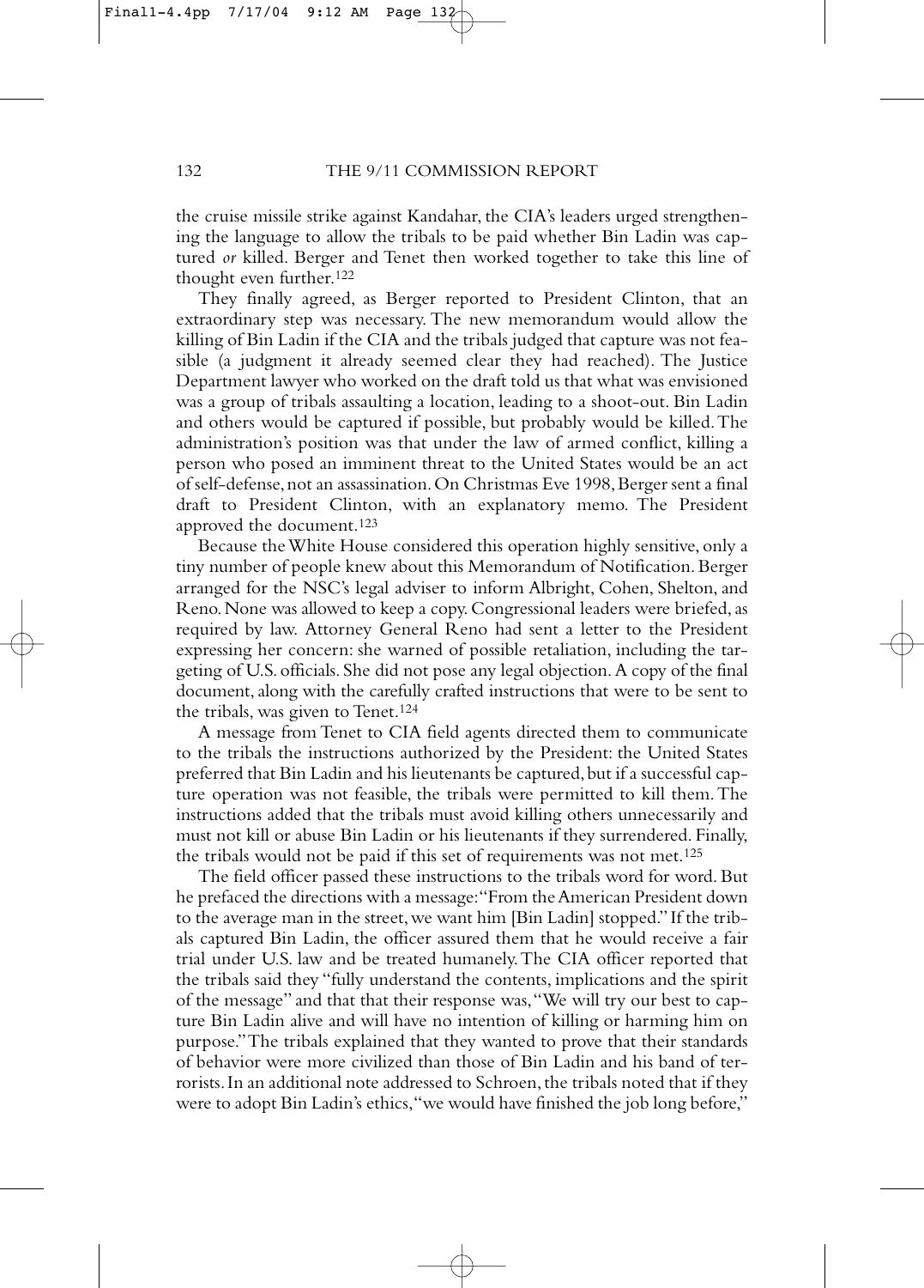the cruise missile strike against Kandahar, the CIA's leaders urged strengthening the language to allow the tribals to be paid whether Bin Ladin was captured *or* killed. Berger and Tenet then worked together to take this line of thought even further.[122]

They finally agreed, as Berger reported to President Clinton, that an extraordinary step was necessary. The new memorandum would allow the killing of Bin Ladin if the CIA and the tribals judged that capture was not feasible (a judgment it already seemed clear they had reached). The Justice Department lawyer who worked on the draft told us that what was envisioned was a group of tribals assaulting a location, leading to a shoot-out. Bin Ladin and others would be captured if possible, but probably would be killed. The administration's position was that under the law of armed conflict, killing a person who posed an imminent threat to the United States would be an act of self-defense, not an assassination. On Christmas Eve 1998, Berger sent a final draft to President Clinton, with an explanatory memo. The President approved the document.[123]

Because the White House considered this operation highly sensitive, only a tiny number of people knew about this Memorandum of Notification. Berger arranged for the NSC's legal adviser to inform Albright, Cohen, Shelton, and Reno. None was allowed to keep a copy. Congressional leaders were briefed, as required by law. Attorney General Reno had sent a letter to the President expressing her concern: she warned of possible retaliation, including the targeting of U.S. officials. She did not pose any legal objection. A copy of the final document, along with the carefully crafted instructions that were to be sent to the tribals, was given to Tenet.[124]

A message from Tenet to CIA field agents directed them to communicate to the tribals the instructions authorized by the President: the United States preferred that Bin Ladin and his lieutenants be captured, but if a successful capture operation was not feasible, the tribals were permitted to kill them. The instructions added that the tribals must avoid killing others unnecessarily and must not kill or abuse Bin Ladin or his lieutenants if they surrendered. Finally, the tribals would not be paid if this set of requirements was not met.[125]

The field officer passed these instructions to the tribals word for word. But he prefaced the directions with a message: "From the American President down to the average man in the street, we want him [Bin Ladin] stopped." If the tribals captured Bin Ladin, the officer assured them that he would receive a fair trial under U.S. law and be treated humanely. The CIA officer reported that the tribals said they "fully understand the contents, implications and the spirit of the message" and that that their response was, "We will try our best to capture Bin Ladin alive and will have no intention of killing or harming him on purpose." The tribals explained that they wanted to prove that their standards of behavior were more civilized than those of Bin Ladin and his band of terrorists. In an additional note addressed to Schroen, the tribals noted that if they were to adopt Bin Ladin's ethics, "we would have finished the job long before,"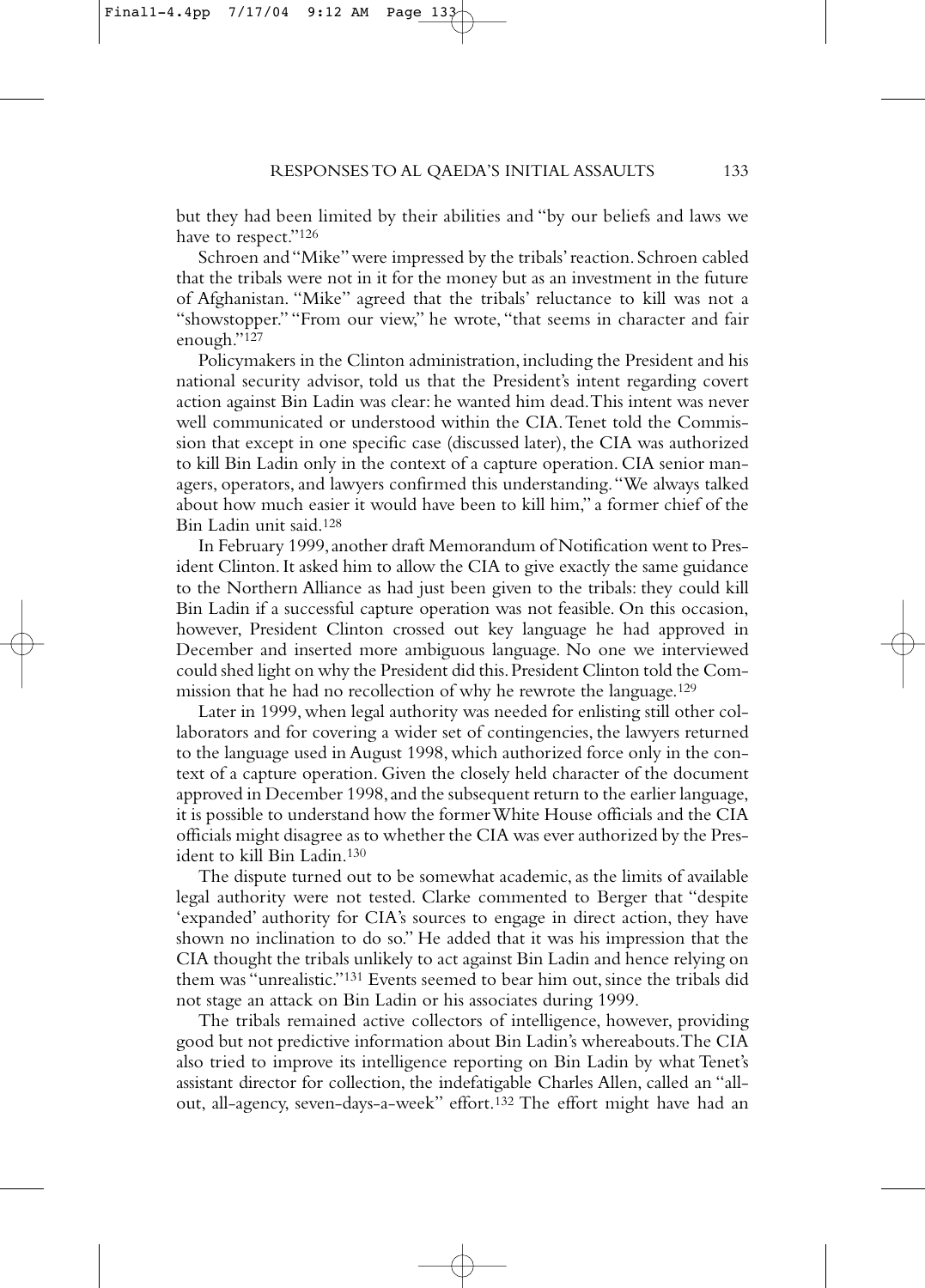but they had been limited by their abilities and "by our beliefs and laws we have to respect."[126]

Schroen and "Mike" were impressed by the tribals' reaction. Schroen cabled that the tribals were not in it for the money but as an investment in the future of Afghanistan. "Mike" agreed that the tribals' reluctance to kill was not a "showstopper." "From our view," he wrote, "that seems in character and fair enough."[127]

Policymakers in the Clinton administration, including the President and his national security advisor, told us that the President's intent regarding covert action against Bin Ladin was clear: he wanted him dead. This intent was never well communicated or understood within the CIA. Tenet told the Commission that except in one specific case (discussed later), the CIA was authorized to kill Bin Ladin only in the context of a capture operation. CIA senior managers, operators, and lawyers confirmed this understanding. "We always talked about how much easier it would have been to kill him," a former chief of the Bin Ladin unit said.[128]

In February 1999, another draft Memorandum of Notification went to President Clinton. It asked him to allow the CIA to give exactly the same guidance to the Northern Alliance as had just been given to the tribals: they could kill Bin Ladin if a successful capture operation was not feasible. On this occasion, however, President Clinton crossed out key language he had approved in December and inserted more ambiguous language. No one we interviewed could shed light on why the President did this. President Clinton told the Commission that he had no recollection of why he rewrote the language.[129]

Later in 1999, when legal authority was needed for enlisting still other collaborators and for covering a wider set of contingencies, the lawyers returned to the language used in August 1998, which authorized force only in the context of a capture operation. Given the closely held character of the document approved in December 1998, and the subsequent return to the earlier language, it is possible to understand how the former White House officials and the CIA officials might disagree as to whether the CIA was ever authorized by the President to kill Bin Ladin.[130]

The dispute turned out to be somewhat academic, as the limits of available legal authority were not tested. Clarke commented to Berger that "despite 'expanded' authority for CIA's sources to engage in direct action, they have shown no inclination to do so." He added that it was his impression that the CIA thought the tribals unlikely to act against Bin Ladin and hence relying on them was "unrealistic."[131] Events seemed to bear him out, since the tribals did not stage an attack on Bin Ladin or his associates during 1999.

The tribals remained active collectors of intelligence, however, providing good but not predictive information about Bin Ladin's whereabouts. The CIA also tried to improve its intelligence reporting on Bin Ladin by what Tenet's assistant director for collection, the indefatigable Charles Allen, called an "all-out, all-agency, seven-days-a-week" effort.[132] The effort might have had an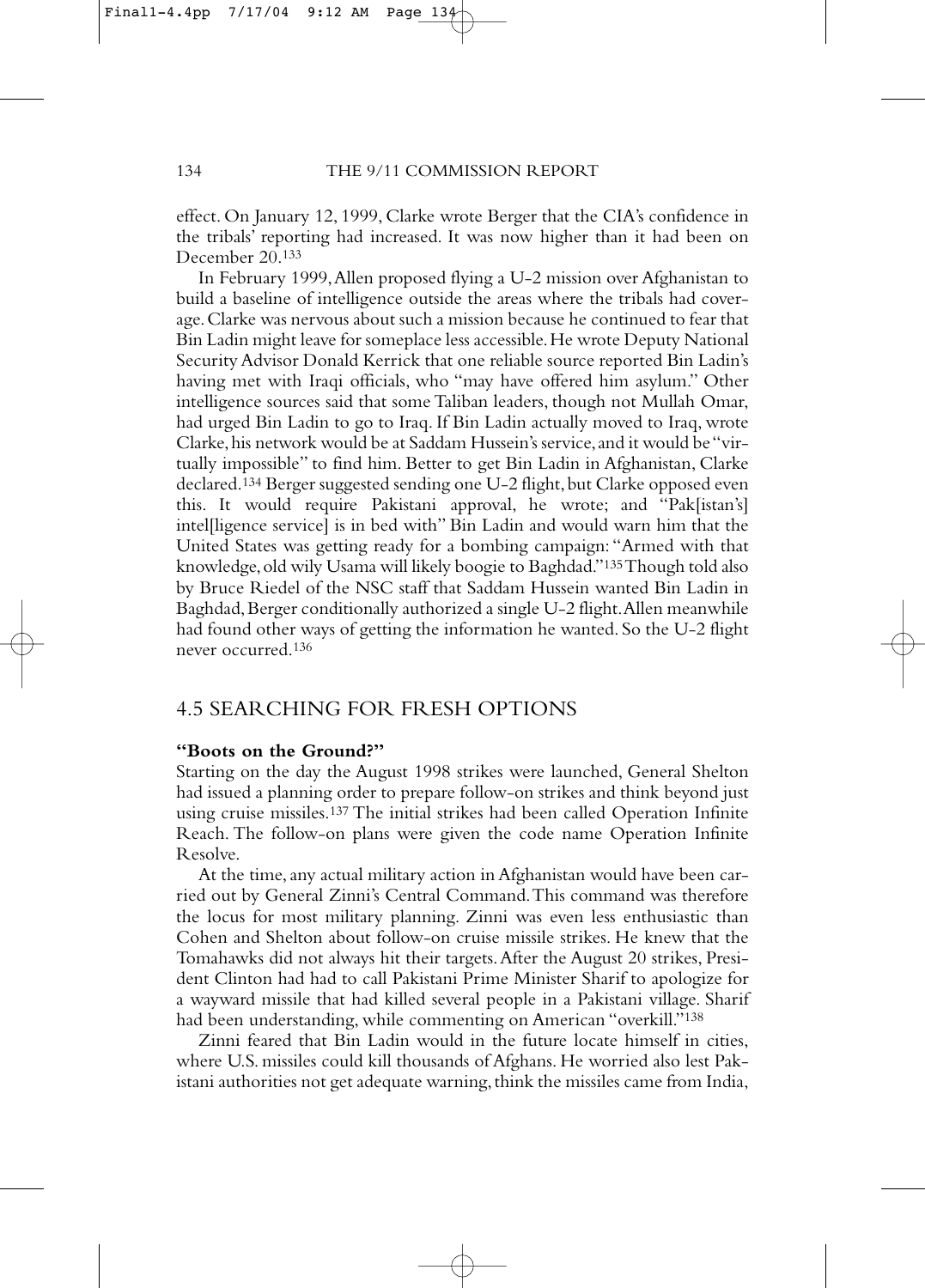effect. On January 12, 1999, Clarke wrote Berger that the CIA's confidence in the tribals' reporting had increased. It was now higher than it had been on December 20.[133]

In February 1999, Allen proposed flying a U-2 mission over Afghanistan to build a baseline of intelligence outside the areas where the tribals had coverage. Clarke was nervous about such a mission because he continued to fear that Bin Ladin might leave for someplace less accessible. He wrote Deputy National Security Advisor Donald Kerrick that one reliable source reported Bin Ladin's having met with Iraqi officials, who "may have offered him asylum." Other intelligence sources said that some Taliban leaders, though not Mullah Omar, had urged Bin Ladin to go to Iraq. If Bin Ladin actually moved to Iraq, wrote Clarke, his network would be at Saddam Hussein's service, and it would be "virtually impossible" to find him. Better to get Bin Ladin in Afghanistan, Clarke declared.[134] Berger suggested sending one U-2 flight, but Clarke opposed even this. It would require Pakistani approval, he wrote; and "Pak[istan's] intel[ligence service] is in bed with" Bin Ladin and would warn him that the United States was getting ready for a bombing campaign: "Armed with that knowledge, old wily Usama will likely boogie to Baghdad."[135] Though told also by Bruce Riedel of the NSC staff that Saddam Hussein wanted Bin Ladin in Baghdad, Berger conditionally authorized a single U-2 flight. Allen meanwhile had found other ways of getting the information he wanted. So the U-2 flight never occurred.[136]

## 4.5 SEARCHING FOR FRESH OPTIONS

### "Boots on the Ground?"

Starting on the day the August 1998 strikes were launched, General Shelton had issued a planning order to prepare follow-on strikes and think beyond just using cruise missiles.[137] The initial strikes had been called Operation Infinite Reach. The follow-on plans were given the code name Operation Infinite Resolve.

At the time, any actual military action in Afghanistan would have been carried out by General Zinni's Central Command. This command was therefore the locus for most military planning. Zinni was even less enthusiastic than Cohen and Shelton about follow-on cruise missile strikes. He knew that the Tomahawks did not always hit their targets. After the August 20 strikes, President Clinton had had to call Pakistani Prime Minister Sharif to apologize for a wayward missile that had killed several people in a Pakistani village. Sharif had been understanding, while commenting on American "overkill."[138]

Zinni feared that Bin Ladin would in the future locate himself in cities, where U.S. missiles could kill thousands of Afghans. He worried also lest Pakistani authorities not get adequate warning, think the missiles came from India,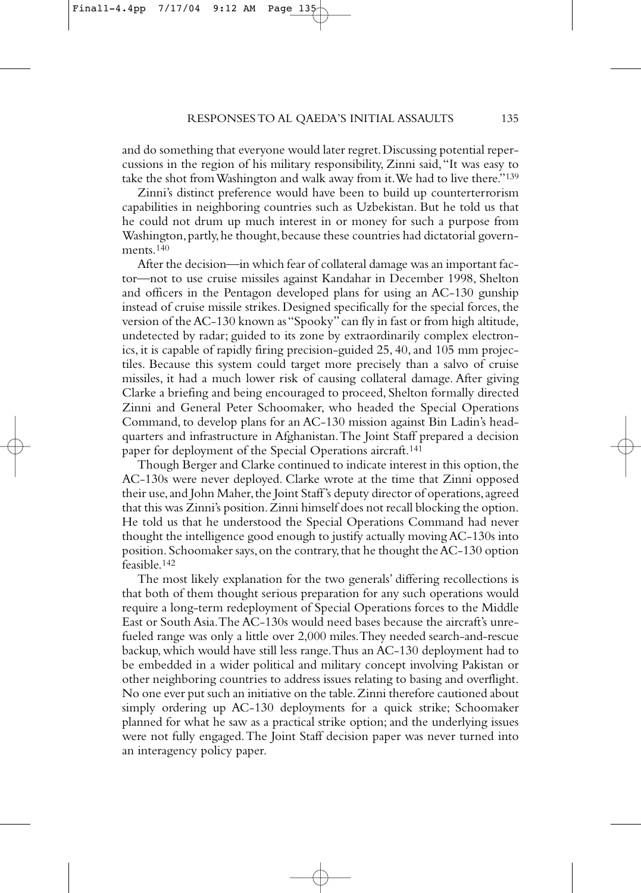and do something that everyone would later regret. Discussing potential repercussions in the region of his military responsibility, Zinni said, "It was easy to take the shot from Washington and walk away from it. We had to live there."[139]

Zinni's distinct preference would have been to build up counterterrorism capabilities in neighboring countries such as Uzbekistan. But he told us that he could not drum up much interest in or money for such a purpose from Washington, partly, he thought, because these countries had dictatorial governments.[140]

After the decision—in which fear of collateral damage was an important factor—not to use cruise missiles against Kandahar in December 1998, Shelton and officers in the Pentagon developed plans for using an AC-130 gunship instead of cruise missile strikes. Designed specifically for the special forces, the version of the AC-130 known as "Spooky" can fly in fast or from high altitude, undetected by radar; guided to its zone by extraordinarily complex electronics, it is capable of rapidly firing precision-guided 25, 40, and 105 mm projectiles. Because this system could target more precisely than a salvo of cruise missiles, it had a much lower risk of causing collateral damage. After giving Clarke a briefing and being encouraged to proceed, Shelton formally directed Zinni and General Peter Schoomaker, who headed the Special Operations Command, to develop plans for an AC-130 mission against Bin Ladin's headquarters and infrastructure in Afghanistan. The Joint Staff prepared a decision paper for deployment of the Special Operations aircraft.[141]

Though Berger and Clarke continued to indicate interest in this option, the AC-130s were never deployed. Clarke wrote at the time that Zinni opposed their use, and John Maher, the Joint Staff's deputy director of operations, agreed that this was Zinni's position. Zinni himself does not recall blocking the option. He told us that he understood the Special Operations Command had never thought the intelligence good enough to justify actually moving AC-130s into position. Schoomaker says, on the contrary, that he thought the AC-130 option feasible.[142]

The most likely explanation for the two generals' differing recollections is that both of them thought serious preparation for any such operations would require a long-term redeployment of Special Operations forces to the Middle East or South Asia. The AC-130s would need bases because the aircraft's unrefueled range was only a little over 2,000 miles. They needed search-and-rescue backup, which would have still less range. Thus an AC-130 deployment had to be embedded in a wider political and military concept involving Pakistan or other neighboring countries to address issues relating to basing and overflight. No one ever put such an initiative on the table. Zinni therefore cautioned about simply ordering up AC-130 deployments for a quick strike; Schoomaker planned for what he saw as a practical strike option; and the underlying issues were not fully engaged. The Joint Staff decision paper was never turned into an interagency policy paper.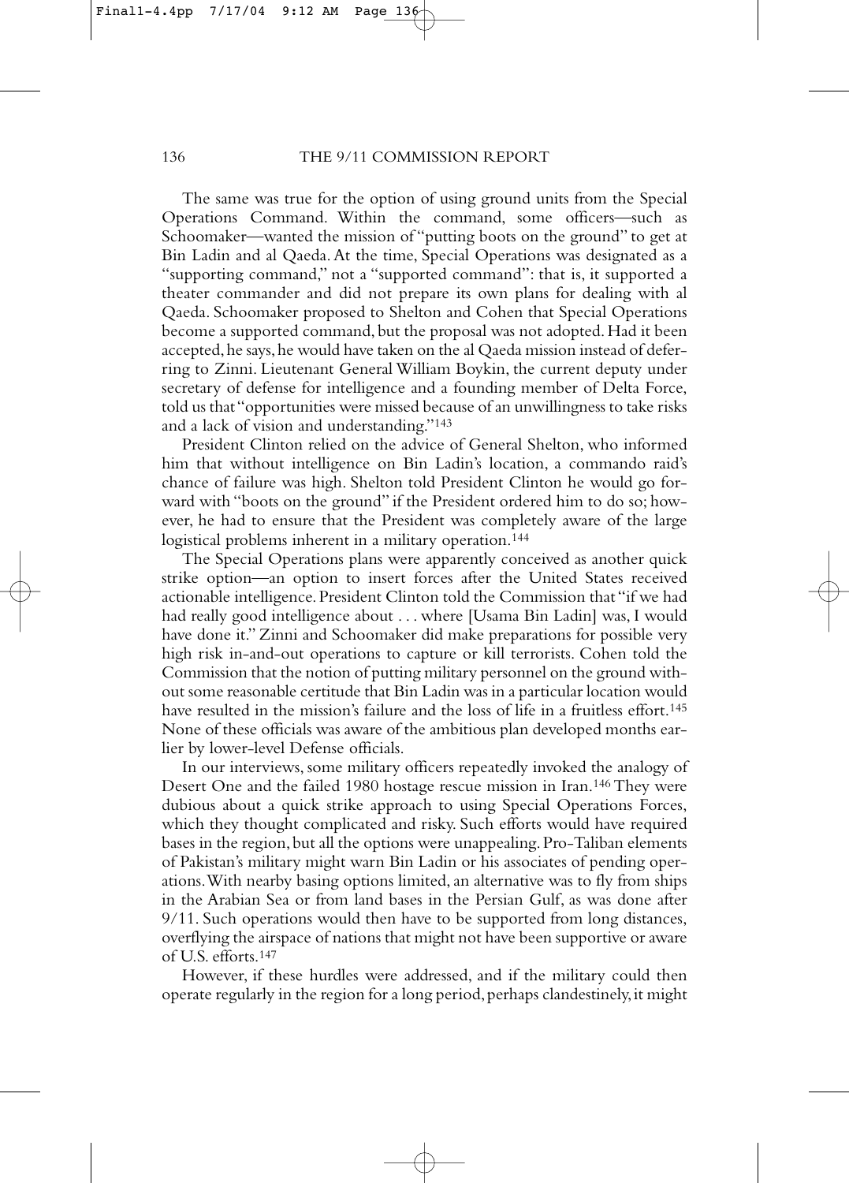The same was true for the option of using ground units from the Special Operations Command. Within the command, some officers—such as Schoomaker—wanted the mission of "putting boots on the ground" to get at Bin Ladin and al Qaeda. At the time, Special Operations was designated as a "supporting command," not a "supported command": that is, it supported a theater commander and did not prepare its own plans for dealing with al Qaeda. Schoomaker proposed to Shelton and Cohen that Special Operations become a supported command, but the proposal was not adopted. Had it been accepted, he says, he would have taken on the al Qaeda mission instead of deferring to Zinni. Lieutenant General William Boykin, the current deputy under secretary of defense for intelligence and a founding member of Delta Force, told us that "opportunities were missed because of an unwillingness to take risks and a lack of vision and understanding."[143]

President Clinton relied on the advice of General Shelton, who informed him that without intelligence on Bin Ladin's location, a commando raid's chance of failure was high. Shelton told President Clinton he would go forward with "boots on the ground" if the President ordered him to do so; however, he had to ensure that the President was completely aware of the large logistical problems inherent in a military operation.[144]

The Special Operations plans were apparently conceived as another quick strike option—an option to insert forces after the United States received actionable intelligence. President Clinton told the Commission that "if we had had really good intelligence about . . . where [Usama Bin Ladin] was, I would have done it." Zinni and Schoomaker did make preparations for possible very high risk in-and-out operations to capture or kill terrorists. Cohen told the Commission that the notion of putting military personnel on the ground without some reasonable certitude that Bin Ladin was in a particular location would have resulted in the mission's failure and the loss of life in a fruitless effort.[145] None of these officials was aware of the ambitious plan developed months earlier by lower-level Defense officials.

In our interviews, some military officers repeatedly invoked the analogy of Desert One and the failed 1980 hostage rescue mission in Iran.[146] They were dubious about a quick strike approach to using Special Operations Forces, which they thought complicated and risky. Such efforts would have required bases in the region, but all the options were unappealing. Pro-Taliban elements of Pakistan's military might warn Bin Ladin or his associates of pending operations. With nearby basing options limited, an alternative was to fly from ships in the Arabian Sea or from land bases in the Persian Gulf, as was done after 9/11. Such operations would then have to be supported from long distances, overflying the airspace of nations that might not have been supportive or aware of U.S. efforts.[147]

However, if these hurdles were addressed, and if the military could then operate regularly in the region for a long period, perhaps clandestinely, it might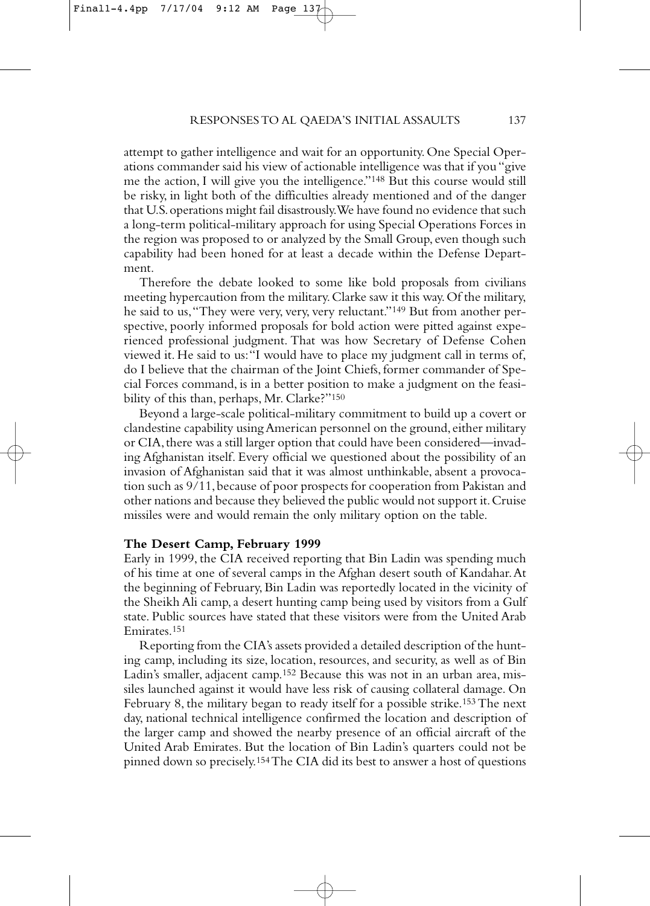attempt to gather intelligence and wait for an opportunity. One Special Operations commander said his view of actionable intelligence was that if you "give me the action, I will give you the intelligence."[148] But this course would still be risky, in light both of the difficulties already mentioned and of the danger that U.S. operations might fail disastrously. We have found no evidence that such a long-term political-military approach for using Special Operations Forces in the region was proposed to or analyzed by the Small Group, even though such capability had been honed for at least a decade within the Defense Department.

Therefore the debate looked to some like bold proposals from civilians meeting hypercaution from the military. Clarke saw it this way. Of the military, he said to us, "They were very, very, very reluctant."[149] But from another perspective, poorly informed proposals for bold action were pitted against experienced professional judgment. That was how Secretary of Defense Cohen viewed it. He said to us: "I would have to place my judgment call in terms of, do I believe that the chairman of the Joint Chiefs, former commander of Special Forces command, is in a better position to make a judgment on the feasibility of this than, perhaps, Mr. Clarke?"[150]

Beyond a large-scale political-military commitment to build up a covert or clandestine capability using American personnel on the ground, either military or CIA, there was a still larger option that could have been considered—invading Afghanistan itself. Every official we questioned about the possibility of an invasion of Afghanistan said that it was almost unthinkable, absent a provocation such as 9/11, because of poor prospects for cooperation from Pakistan and other nations and because they believed the public would not support it. Cruise missiles were and would remain the only military option on the table.

**The Desert Camp, February 1999**

Early in 1999, the CIA received reporting that Bin Ladin was spending much of his time at one of several camps in the Afghan desert south of Kandahar. At the beginning of February, Bin Ladin was reportedly located in the vicinity of the Sheikh Ali camp, a desert hunting camp being used by visitors from a Gulf state. Public sources have stated that these visitors were from the United Arab Emirates.[151]

Reporting from the CIA's assets provided a detailed description of the hunting camp, including its size, location, resources, and security, as well as of Bin Ladin's smaller, adjacent camp.[152] Because this was not in an urban area, missiles launched against it would have less risk of causing collateral damage. On February 8, the military began to ready itself for a possible strike.[153] The next day, national technical intelligence confirmed the location and description of the larger camp and showed the nearby presence of an official aircraft of the United Arab Emirates. But the location of Bin Ladin's quarters could not be pinned down so precisely.[154] The CIA did its best to answer a host of questions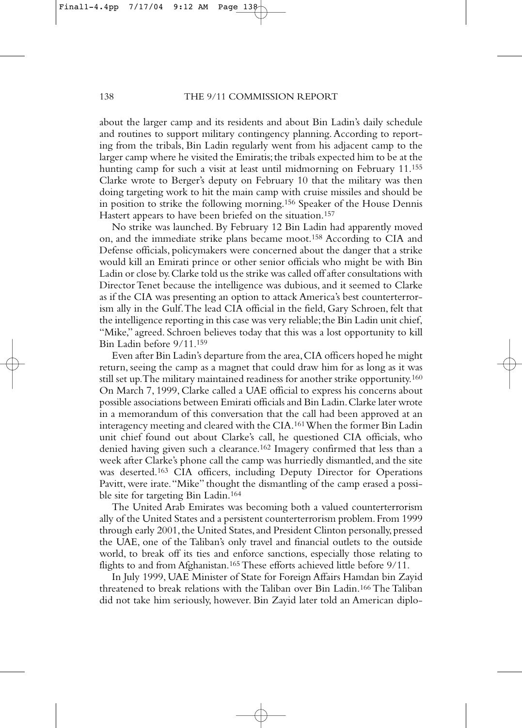about the larger camp and its residents and about Bin Ladin's daily schedule and routines to support military contingency planning. According to reporting from the tribals, Bin Ladin regularly went from his adjacent camp to the larger camp where he visited the Emiratis; the tribals expected him to be at the hunting camp for such a visit at least until midmorning on February 11.[155] Clarke wrote to Berger's deputy on February 10 that the military was then doing targeting work to hit the main camp with cruise missiles and should be in position to strike the following morning.[156] Speaker of the House Dennis Hastert appears to have been briefed on the situation.[157]

No strike was launched. By February 12 Bin Ladin had apparently moved on, and the immediate strike plans became moot.[158] According to CIA and Defense officials, policymakers were concerned about the danger that a strike would kill an Emirati prince or other senior officials who might be with Bin Ladin or close by. Clarke told us the strike was called off after consultations with Director Tenet because the intelligence was dubious, and it seemed to Clarke as if the CIA was presenting an option to attack America's best counterterrorism ally in the Gulf. The lead CIA official in the field, Gary Schroen, felt that the intelligence reporting in this case was very reliable; the Bin Ladin unit chief, "Mike," agreed. Schroen believes today that this was a lost opportunity to kill Bin Ladin before 9/11.[159]

Even after Bin Ladin's departure from the area, CIA officers hoped he might return, seeing the camp as a magnet that could draw him for as long as it was still set up. The military maintained readiness for another strike opportunity.[160] On March 7, 1999, Clarke called a UAE official to express his concerns about possible associations between Emirati officials and Bin Ladin. Clarke later wrote in a memorandum of this conversation that the call had been approved at an interagency meeting and cleared with the CIA.[161] When the former Bin Ladin unit chief found out about Clarke's call, he questioned CIA officials, who denied having given such a clearance.[162] Imagery confirmed that less than a week after Clarke's phone call the camp was hurriedly dismantled, and the site was deserted.[163] CIA officers, including Deputy Director for Operations Pavitt, were irate. "Mike" thought the dismantling of the camp erased a possible site for targeting Bin Ladin.[164]

The United Arab Emirates was becoming both a valued counterterrorism ally of the United States and a persistent counterterrorism problem. From 1999 through early 2001, the United States, and President Clinton personally, pressed the UAE, one of the Taliban's only travel and financial outlets to the outside world, to break off its ties and enforce sanctions, especially those relating to flights to and from Afghanistan.[165] These efforts achieved little before 9/11.

In July 1999, UAE Minister of State for Foreign Affairs Hamdan bin Zayid threatened to break relations with the Taliban over Bin Ladin.[166] The Taliban did not take him seriously, however. Bin Zayid later told an American diplo-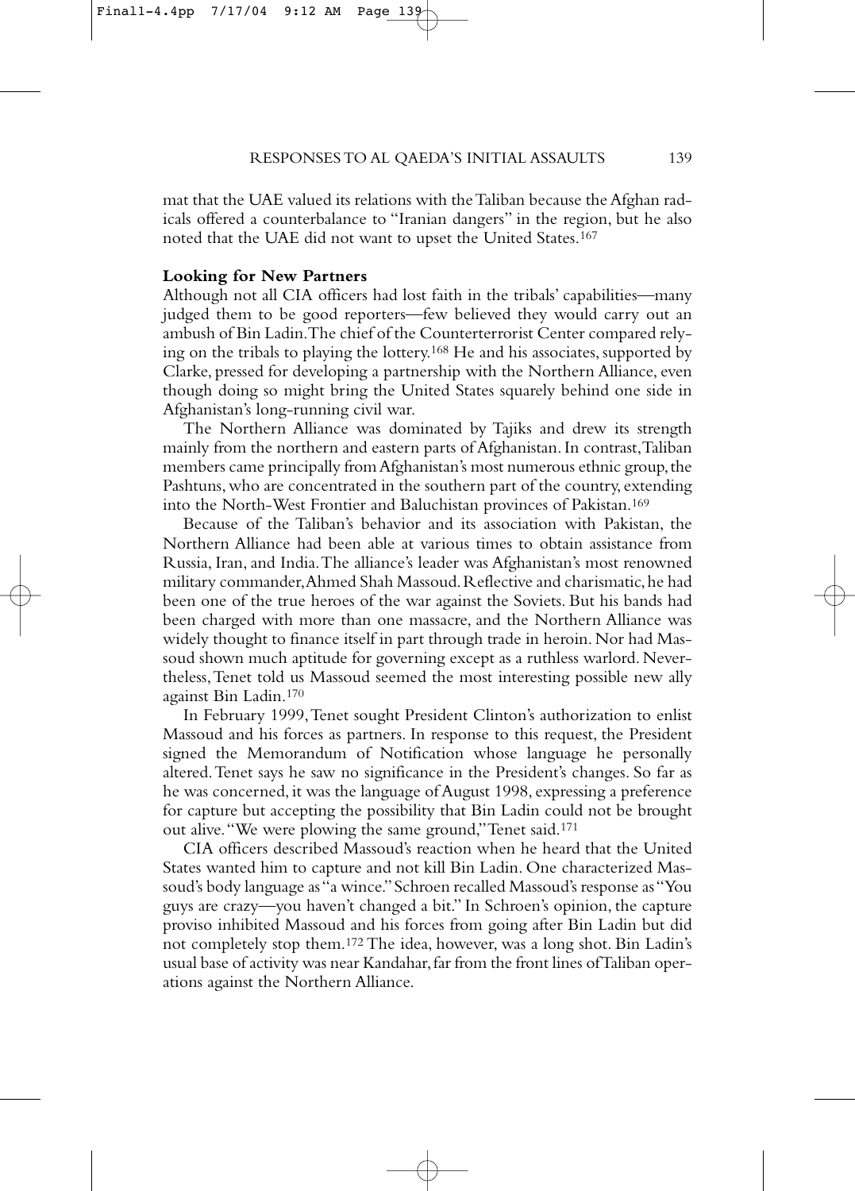mat that the UAE valued its relations with the Taliban because the Afghan radicals offered a counterbalance to "Iranian dangers" in the region, but he also noted that the UAE did not want to upset the United States.[167]

**Looking for New Partners**

Although not all CIA officers had lost faith in the tribals' capabilities—many judged them to be good reporters—few believed they would carry out an ambush of Bin Ladin. The chief of the Counterterrorist Center compared relying on the tribals to playing the lottery.[168] He and his associates, supported by Clarke, pressed for developing a partnership with the Northern Alliance, even though doing so might bring the United States squarely behind one side in Afghanistan's long-running civil war.

The Northern Alliance was dominated by Tajiks and drew its strength mainly from the northern and eastern parts of Afghanistan. In contrast, Taliban members came principally from Afghanistan's most numerous ethnic group, the Pashtuns, who are concentrated in the southern part of the country, extending into the North-West Frontier and Baluchistan provinces of Pakistan.[169]

Because of the Taliban's behavior and its association with Pakistan, the Northern Alliance had been able at various times to obtain assistance from Russia, Iran, and India. The alliance's leader was Afghanistan's most renowned military commander, Ahmed Shah Massoud. Reflective and charismatic, he had been one of the true heroes of the war against the Soviets. But his bands had been charged with more than one massacre, and the Northern Alliance was widely thought to finance itself in part through trade in heroin. Nor had Massoud shown much aptitude for governing except as a ruthless warlord. Nevertheless, Tenet told us Massoud seemed the most interesting possible new ally against Bin Ladin.[170]

In February 1999, Tenet sought President Clinton's authorization to enlist Massoud and his forces as partners. In response to this request, the President signed the Memorandum of Notification whose language he personally altered. Tenet says he saw no significance in the President's changes. So far as he was concerned, it was the language of August 1998, expressing a preference for capture but accepting the possibility that Bin Ladin could not be brought out alive. "We were plowing the same ground," Tenet said.[171]

CIA officers described Massoud's reaction when he heard that the United States wanted him to capture and not kill Bin Ladin. One characterized Massoud's body language as "a wince." Schroen recalled Massoud's response as "You guys are crazy—you haven't changed a bit." In Schroen's opinion, the capture proviso inhibited Massoud and his forces from going after Bin Ladin but did not completely stop them.[172] The idea, however, was a long shot. Bin Ladin's usual base of activity was near Kandahar, far from the front lines of Taliban operations against the Northern Alliance.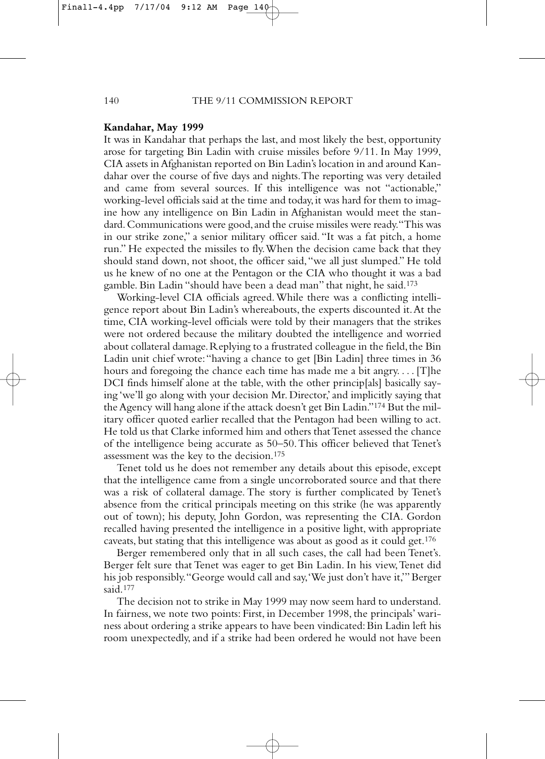**Kandahar, May 1999**

It was in Kandahar that perhaps the last, and most likely the best, opportunity arose for targeting Bin Ladin with cruise missiles before 9/11. In May 1999, CIA assets in Afghanistan reported on Bin Ladin's location in and around Kandahar over the course of five days and nights. The reporting was very detailed and came from several sources. If this intelligence was not "actionable," working-level officials said at the time and today, it was hard for them to imagine how any intelligence on Bin Ladin in Afghanistan would meet the standard. Communications were good, and the cruise missiles were ready. "This was in our strike zone," a senior military officer said. "It was a fat pitch, a home run." He expected the missiles to fly. When the decision came back that they should stand down, not shoot, the officer said, "we all just slumped." He told us he knew of no one at the Pentagon or the CIA who thought it was a bad gamble. Bin Ladin "should have been a dead man" that night, he said.[173]

Working-level CIA officials agreed. While there was a conflicting intelligence report about Bin Ladin's whereabouts, the experts discounted it. At the time, CIA working-level officials were told by their managers that the strikes were not ordered because the military doubted the intelligence and worried about collateral damage. Replying to a frustrated colleague in the field, the Bin Ladin unit chief wrote: "having a chance to get [Bin Ladin] three times in 36 hours and foregoing the chance each time has made me a bit angry. . . . [T]he DCI finds himself alone at the table, with the other princip[als] basically saying 'we'll go along with your decision Mr. Director,' and implicitly saying that the Agency will hang alone if the attack doesn't get Bin Ladin."[174] But the military officer quoted earlier recalled that the Pentagon had been willing to act. He told us that Clarke informed him and others that Tenet assessed the chance of the intelligence being accurate as 50–50. This officer believed that Tenet's assessment was the key to the decision.[175]

Tenet told us he does not remember any details about this episode, except that the intelligence came from a single uncorroborated source and that there was a risk of collateral damage. The story is further complicated by Tenet's absence from the critical principals meeting on this strike (he was apparently out of town); his deputy, John Gordon, was representing the CIA. Gordon recalled having presented the intelligence in a positive light, with appropriate caveats, but stating that this intelligence was about as good as it could get.[176]

Berger remembered only that in all such cases, the call had been Tenet's. Berger felt sure that Tenet was eager to get Bin Ladin. In his view, Tenet did his job responsibly. "George would call and say, 'We just don't have it,'" Berger said.[177]

The decision not to strike in May 1999 may now seem hard to understand. In fairness, we note two points: First, in December 1998, the principals' wariness about ordering a strike appears to have been vindicated: Bin Ladin left his room unexpectedly, and if a strike had been ordered he would not have been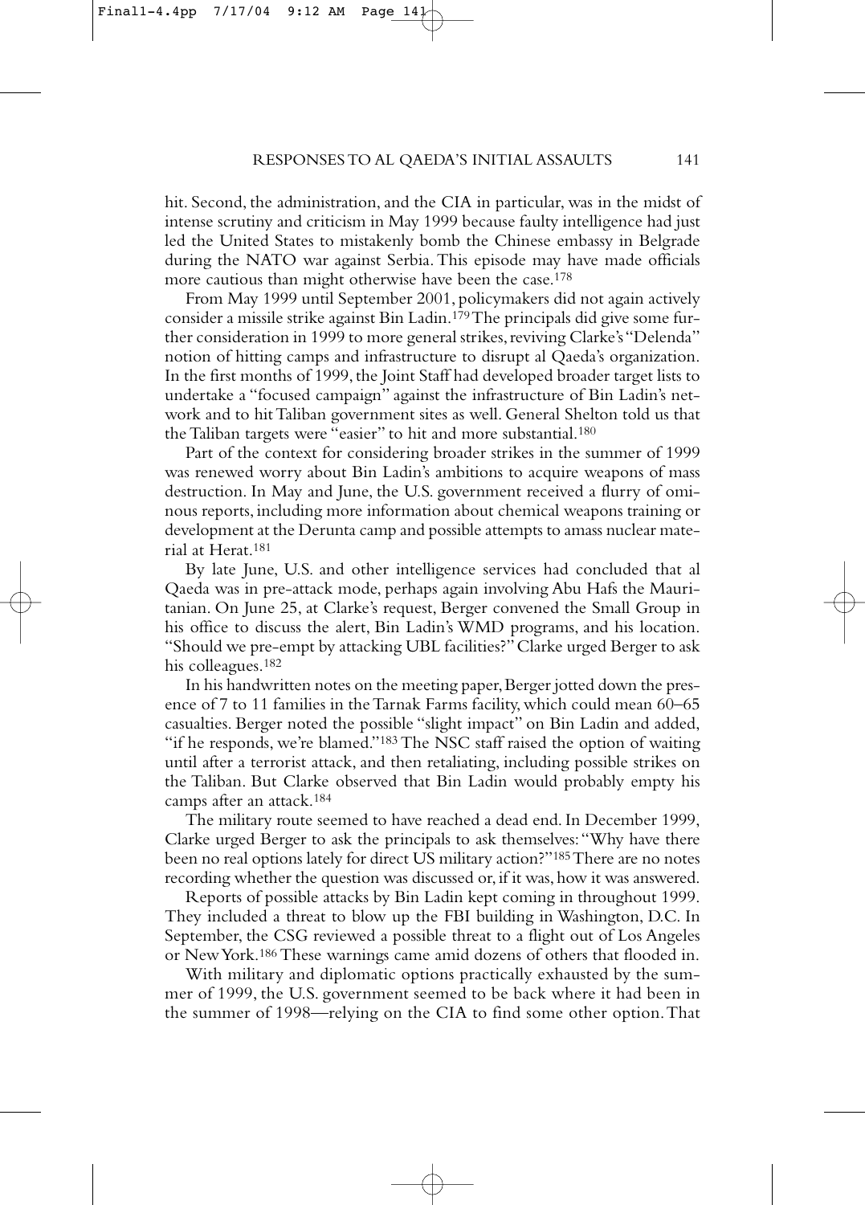hit. Second, the administration, and the CIA in particular, was in the midst of intense scrutiny and criticism in May 1999 because faulty intelligence had just led the United States to mistakenly bomb the Chinese embassy in Belgrade during the NATO war against Serbia. This episode may have made officials more cautious than might otherwise have been the case.[178]

From May 1999 until September 2001, policymakers did not again actively consider a missile strike against Bin Ladin.[179] The principals did give some further consideration in 1999 to more general strikes, reviving Clarke's "Delenda" notion of hitting camps and infrastructure to disrupt al Qaeda's organization. In the first months of 1999, the Joint Staff had developed broader target lists to undertake a "focused campaign" against the infrastructure of Bin Ladin's network and to hit Taliban government sites as well. General Shelton told us that the Taliban targets were "easier" to hit and more substantial.[180]

Part of the context for considering broader strikes in the summer of 1999 was renewed worry about Bin Ladin's ambitions to acquire weapons of mass destruction. In May and June, the U.S. government received a flurry of ominous reports, including more information about chemical weapons training or development at the Derunta camp and possible attempts to amass nuclear material at Herat.[181]

By late June, U.S. and other intelligence services had concluded that al Qaeda was in pre-attack mode, perhaps again involving Abu Hafs the Mauritanian. On June 25, at Clarke's request, Berger convened the Small Group in his office to discuss the alert, Bin Ladin's WMD programs, and his location. "Should we pre-empt by attacking UBL facilities?" Clarke urged Berger to ask his colleagues.[182]

In his handwritten notes on the meeting paper, Berger jotted down the presence of 7 to 11 families in the Tarnak Farms facility, which could mean 60–65 casualties. Berger noted the possible "slight impact" on Bin Ladin and added, "if he responds, we're blamed."[183] The NSC staff raised the option of waiting until after a terrorist attack, and then retaliating, including possible strikes on the Taliban. But Clarke observed that Bin Ladin would probably empty his camps after an attack.[184]

The military route seemed to have reached a dead end. In December 1999, Clarke urged Berger to ask the principals to ask themselves: "Why have there been no real options lately for direct US military action?"[185] There are no notes recording whether the question was discussed or, if it was, how it was answered.

Reports of possible attacks by Bin Ladin kept coming in throughout 1999. They included a threat to blow up the FBI building in Washington, D.C. In September, the CSG reviewed a possible threat to a flight out of Los Angeles or New York.[186] These warnings came amid dozens of others that flooded in.

With military and diplomatic options practically exhausted by the summer of 1999, the U.S. government seemed to be back where it had been in the summer of 1998—relying on the CIA to find some other option. That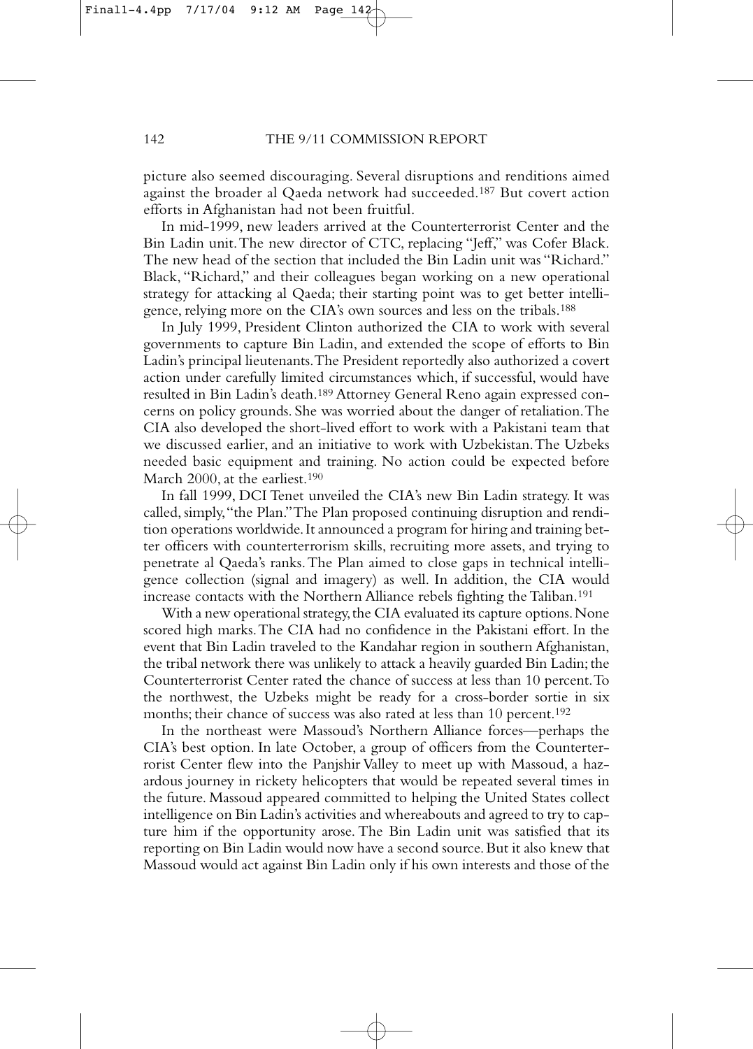picture also seemed discouraging. Several disruptions and renditions aimed against the broader al Qaeda network had succeeded.[187] But covert action efforts in Afghanistan had not been fruitful.

In mid-1999, new leaders arrived at the Counterterrorist Center and the Bin Ladin unit. The new director of CTC, replacing "Jeff," was Cofer Black. The new head of the section that included the Bin Ladin unit was "Richard." Black, "Richard," and their colleagues began working on a new operational strategy for attacking al Qaeda; their starting point was to get better intelligence, relying more on the CIA's own sources and less on the tribals.[188]

In July 1999, President Clinton authorized the CIA to work with several governments to capture Bin Ladin, and extended the scope of efforts to Bin Ladin's principal lieutenants. The President reportedly also authorized a covert action under carefully limited circumstances which, if successful, would have resulted in Bin Ladin's death.[189] Attorney General Reno again expressed concerns on policy grounds. She was worried about the danger of retaliation. The CIA also developed the short-lived effort to work with a Pakistani team that we discussed earlier, and an initiative to work with Uzbekistan. The Uzbeks needed basic equipment and training. No action could be expected before March 2000, at the earliest.[190]

In fall 1999, DCI Tenet unveiled the CIA's new Bin Ladin strategy. It was called, simply, "the Plan." The Plan proposed continuing disruption and rendition operations worldwide. It announced a program for hiring and training better officers with counterterrorism skills, recruiting more assets, and trying to penetrate al Qaeda's ranks. The Plan aimed to close gaps in technical intelligence collection (signal and imagery) as well. In addition, the CIA would increase contacts with the Northern Alliance rebels fighting the Taliban.[191]

With a new operational strategy, the CIA evaluated its capture options. None scored high marks. The CIA had no confidence in the Pakistani effort. In the event that Bin Ladin traveled to the Kandahar region in southern Afghanistan, the tribal network there was unlikely to attack a heavily guarded Bin Ladin; the Counterterrorist Center rated the chance of success at less than 10 percent. To the northwest, the Uzbeks might be ready for a cross-border sortie in six months; their chance of success was also rated at less than 10 percent.[192]

In the northeast were Massoud's Northern Alliance forces—perhaps the CIA's best option. In late October, a group of officers from the Counterterrorist Center flew into the Panjshir Valley to meet up with Massoud, a hazardous journey in rickety helicopters that would be repeated several times in the future. Massoud appeared committed to helping the United States collect intelligence on Bin Ladin's activities and whereabouts and agreed to try to capture him if the opportunity arose. The Bin Ladin unit was satisfied that its reporting on Bin Ladin would now have a second source. But it also knew that Massoud would act against Bin Ladin only if his own interests and those of the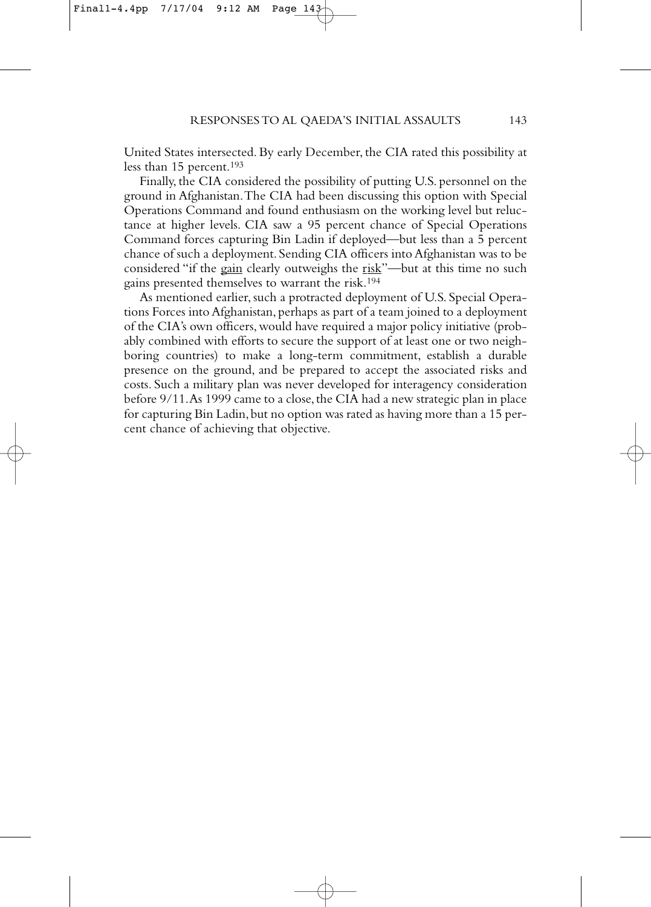United States intersected. By early December, the CIA rated this possibility at less than 15 percent.[193]

Finally, the CIA considered the possibility of putting U.S. personnel on the ground in Afghanistan. The CIA had been discussing this option with Special Operations Command and found enthusiasm on the working level but reluctance at higher levels. CIA saw a 95 percent chance of Special Operations Command forces capturing Bin Ladin if deployed—but less than a 5 percent chance of such a deployment. Sending CIA officers into Afghanistan was to be considered "if the <u>gain</u> clearly outweighs the <u>risk</u>"—but at this time no such gains presented themselves to warrant the risk.[194]

As mentioned earlier, such a protracted deployment of U.S. Special Operations Forces into Afghanistan, perhaps as part of a team joined to a deployment of the CIA's own officers, would have required a major policy initiative (probably combined with efforts to secure the support of at least one or two neighboring countries) to make a long-term commitment, establish a durable presence on the ground, and be prepared to accept the associated risks and costs. Such a military plan was never developed for interagency consideration before 9/11. As 1999 came to a close, the CIA had a new strategic plan in place for capturing Bin Ladin, but no option was rated as having more than a 15 percent chance of achieving that objective.